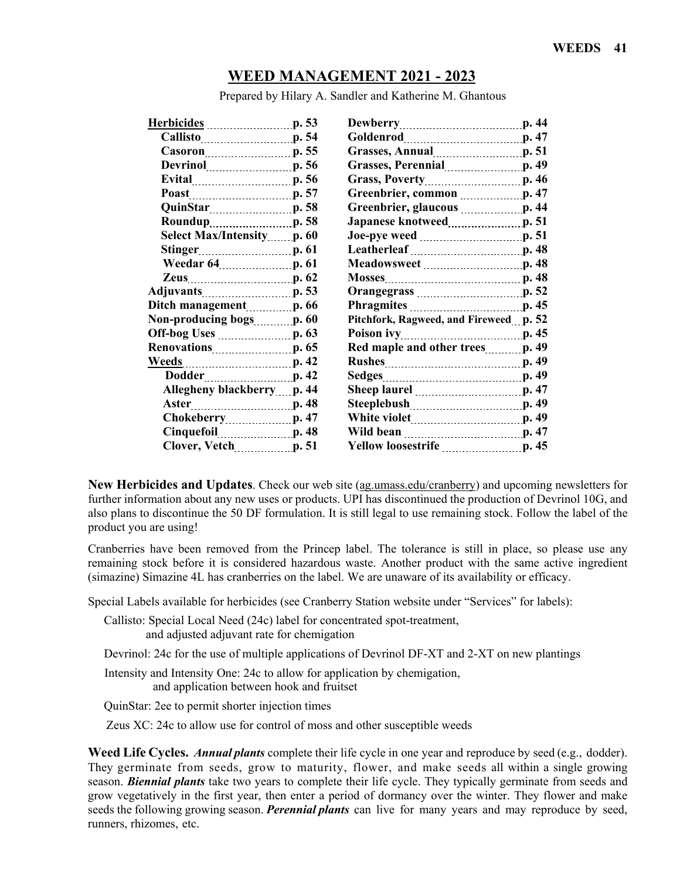## WEED MANAGEMENT 2021 - 2023

Prepared by Hilary A. Sandler and Katherine M. Ghantous

| | | | |
|---|---|---|---|
| **Herbicides** | **p. 53** | **Dewberry** | **p. 44** |
| **Callisto** | **p. 54** | **Goldenrod** | **p. 47** |
| **Casoron** | **p. 55** | **Grasses, Annual** | **p. 51** |
| **Devrinol** | **p. 56** | **Grasses, Perennial** | **p. 49** |
| **Evital** | **p. 56** | **Grass, Poverty** | **p. 46** |
| **Poast** | **p. 57** | **Greenbrier, common** | **p. 47** |
| **QuinStar** | **p. 58** | **Greenbrier, glaucous** | **p. 44** |
| **Roundup** | **p. 58** | **Japanese knotweed** | **p. 51** |
| **Select Max/Intensity** | **p. 60** | **Joe-pye weed** | **p. 51** |
| **Stinger** | **p. 61** | **Leatherleaf** | **p. 48** |
| **Weedar 64** | **p. 61** | **Meadowsweet** | **p. 48** |
| **Zeus** | **p. 62** | **Mosses** | **p. 48** |
| **Adjuvants** | **p. 53** | **Orangegrass** | **p. 52** |
| **Ditch management** | **p. 66** | **Phragmites** | **p. 45** |
| **Non-producing bogs** | **p. 60** | **Pitchfork, Ragweed, and Fireweed** | **p. 52** |
| **Off-bog Uses** | **p. 63** | **Poison ivy** | **p. 45** |
| **Renovations** | **p. 65** | **Red maple and other trees** | **p. 49** |
| **Weeds** | **p. 42** | **Rushes** | **p. 49** |
| **Dodder** | **p. 42** | **Sedges** | **p. 49** |
| **Allegheny blackberry** | **p. 44** | **Sheep laurel** | **p. 47** |
| **Aster** | **p. 48** | **Steeplebush** | **p. 49** |
| **Chokeberry** | **p. 47** | **White violet** | **p. 49** |
| **Cinquefoil** | **p. 48** | **Wild bean** | **p. 47** |
| **Clover, Vetch** | **p. 51** | **Yellow loosestrife** | **p. 45** |

**New Herbicides and Updates**. Check our web site (ag.umass.edu/cranberry) and upcoming newsletters for further information about any new uses or products. UPI has discontinued the production of Devrinol 10G, and also plans to discontinue the 50 DF formulation. It is still legal to use remaining stock. Follow the label of the product you are using!

Cranberries have been removed from the Princep label. The tolerance is still in place, so please use any remaining stock before it is considered hazardous waste. Another product with the same active ingredient (simazine) Simazine 4L has cranberries on the label. We are unaware of its availability or efficacy.

Special Labels available for herbicides (see Cranberry Station website under "Services" for labels):

- Callisto: Special Local Need (24c) label for concentrated spot-treatment, and adjusted adjuvant rate for chemigation
- Devrinol: 24c for the use of multiple applications of Devrinol DF-XT and 2-XT on new plantings
- Intensity and Intensity One: 24c to allow for application by chemigation, and application between hook and fruitset
- QuinStar: 2ee to permit shorter injection times
- Zeus XC: 24c to allow use for control of moss and other susceptible weeds

**Weed Life Cycles.** ***Annual plants*** complete their life cycle in one year and reproduce by seed (e.g., dodder). They germinate from seeds, grow to maturity, flower, and make seeds all within a single growing season. ***Biennial plants*** take two years to complete their life cycle. They typically germinate from seeds and grow vegetatively in the first year, then enter a period of dormancy over the winter. They flower and make seeds the following growing season. ***Perennial plants*** can live for many years and may reproduce by seed, runners, rhizomes, etc.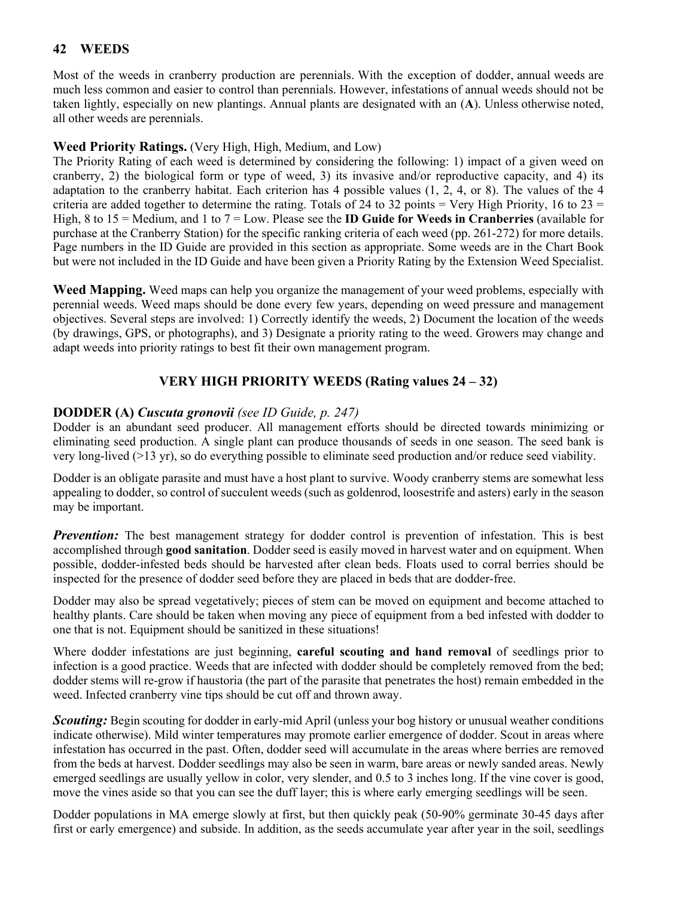# 42 WEEDS

Most of the weeds in cranberry production are perennials. With the exception of dodder, annual weeds are much less common and easier to control than perennials. However, infestations of annual weeds should not be taken lightly, especially on new plantings. Annual plants are designated with an (**A**). Unless otherwise noted, all other weeds are perennials.

**Weed Priority Ratings.** (Very High, High, Medium, and Low)
The Priority Rating of each weed is determined by considering the following: 1) impact of a given weed on cranberry, 2) the biological form or type of weed, 3) its invasive and/or reproductive capacity, and 4) its adaptation to the cranberry habitat. Each criterion has 4 possible values (1, 2, 4, or 8). The values of the 4 criteria are added together to determine the rating. Totals of 24 to 32 points = Very High Priority, 16 to 23 = High, 8 to 15 = Medium, and 1 to 7 = Low. Please see the **ID Guide for Weeds in Cranberries** (available for purchase at the Cranberry Station) for the specific ranking criteria of each weed (pp. 261-272) for more details. Page numbers in the ID Guide are provided in this section as appropriate. Some weeds are in the Chart Book but were not included in the ID Guide and have been given a Priority Rating by the Extension Weed Specialist.

**Weed Mapping.** Weed maps can help you organize the management of your weed problems, especially with perennial weeds. Weed maps should be done every few years, depending on weed pressure and management objectives. Several steps are involved: 1) Correctly identify the weeds, 2) Document the location of the weeds (by drawings, GPS, or photographs), and 3) Designate a priority rating to the weed. Growers may change and adapt weeds into priority ratings to best fit their own management program.

## VERY HIGH PRIORITY WEEDS (Rating values 24 – 32)

### DODDER (A) *Cuscuta gronovii (see ID Guide, p. 247)*

Dodder is an abundant seed producer. All management efforts should be directed towards minimizing or eliminating seed production. A single plant can produce thousands of seeds in one season. The seed bank is very long-lived (>13 yr), so do everything possible to eliminate seed production and/or reduce seed viability.

Dodder is an obligate parasite and must have a host plant to survive. Woody cranberry stems are somewhat less appealing to dodder, so control of succulent weeds (such as goldenrod, loosestrife and asters) early in the season may be important.

***Prevention:*** The best management strategy for dodder control is prevention of infestation. This is best accomplished through **good sanitation**. Dodder seed is easily moved in harvest water and on equipment. When possible, dodder-infested beds should be harvested after clean beds. Floats used to corral berries should be inspected for the presence of dodder seed before they are placed in beds that are dodder-free.

Dodder may also be spread vegetatively; pieces of stem can be moved on equipment and become attached to healthy plants. Care should be taken when moving any piece of equipment from a bed infested with dodder to one that is not. Equipment should be sanitized in these situations!

Where dodder infestations are just beginning, **careful scouting and hand removal** of seedlings prior to infection is a good practice. Weeds that are infected with dodder should be completely removed from the bed; dodder stems will re-grow if haustoria (the part of the parasite that penetrates the host) remain embedded in the weed. Infected cranberry vine tips should be cut off and thrown away.

***Scouting:*** Begin scouting for dodder in early-mid April (unless your bog history or unusual weather conditions indicate otherwise). Mild winter temperatures may promote earlier emergence of dodder. Scout in areas where infestation has occurred in the past. Often, dodder seed will accumulate in the areas where berries are removed from the beds at harvest. Dodder seedlings may also be seen in warm, bare areas or newly sanded areas. Newly emerged seedlings are usually yellow in color, very slender, and 0.5 to 3 inches long. If the vine cover is good, move the vines aside so that you can see the duff layer; this is where early emerging seedlings will be seen.

Dodder populations in MA emerge slowly at first, but then quickly peak (50-90% germinate 30-45 days after first or early emergence) and subside. In addition, as the seeds accumulate year after year in the soil, seedlings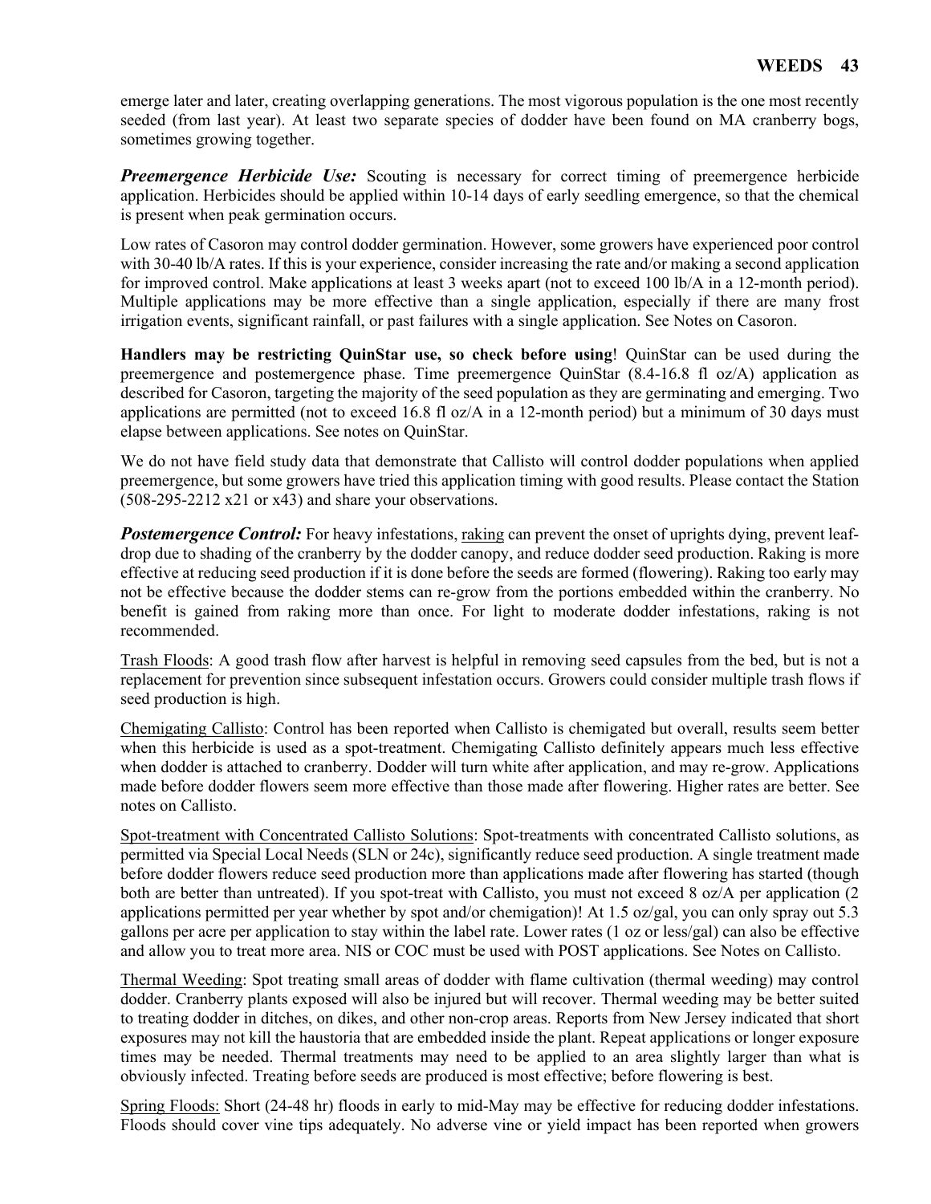emerge later and later, creating overlapping generations. The most vigorous population is the one most recently seeded (from last year). At least two separate species of dodder have been found on MA cranberry bogs, sometimes growing together.

***Preemergence Herbicide Use:*** Scouting is necessary for correct timing of preemergence herbicide application. Herbicides should be applied within 10-14 days of early seedling emergence, so that the chemical is present when peak germination occurs.

Low rates of Casoron may control dodder germination. However, some growers have experienced poor control with 30-40 lb/A rates. If this is your experience, consider increasing the rate and/or making a second application for improved control. Make applications at least 3 weeks apart (not to exceed 100 lb/A in a 12-month period). Multiple applications may be more effective than a single application, especially if there are many frost irrigation events, significant rainfall, or past failures with a single application. See Notes on Casoron.

**Handlers may be restricting QuinStar use, so check before using**! QuinStar can be used during the preemergence and postemergence phase. Time preemergence QuinStar (8.4-16.8 fl oz/A) application as described for Casoron, targeting the majority of the seed population as they are germinating and emerging. Two applications are permitted (not to exceed 16.8 fl oz/A in a 12-month period) but a minimum of 30 days must elapse between applications. See notes on QuinStar.

We do not have field study data that demonstrate that Callisto will control dodder populations when applied preemergence, but some growers have tried this application timing with good results. Please contact the Station (508-295-2212 x21 or x43) and share your observations.

***Postemergence Control:*** For heavy infestations, raking can prevent the onset of uprights dying, prevent leaf-drop due to shading of the cranberry by the dodder canopy, and reduce dodder seed production. Raking is more effective at reducing seed production if it is done before the seeds are formed (flowering). Raking too early may not be effective because the dodder stems can re-grow from the portions embedded within the cranberry. No benefit is gained from raking more than once. For light to moderate dodder infestations, raking is not recommended.

Trash Floods: A good trash flow after harvest is helpful in removing seed capsules from the bed, but is not a replacement for prevention since subsequent infestation occurs. Growers could consider multiple trash flows if seed production is high.

Chemigating Callisto: Control has been reported when Callisto is chemigated but overall, results seem better when this herbicide is used as a spot-treatment. Chemigating Callisto definitely appears much less effective when dodder is attached to cranberry. Dodder will turn white after application, and may re-grow. Applications made before dodder flowers seem more effective than those made after flowering. Higher rates are better. See notes on Callisto.

Spot-treatment with Concentrated Callisto Solutions: Spot-treatments with concentrated Callisto solutions, as permitted via Special Local Needs (SLN or 24c), significantly reduce seed production. A single treatment made before dodder flowers reduce seed production more than applications made after flowering has started (though both are better than untreated). If you spot-treat with Callisto, you must not exceed 8 oz/A per application (2 applications permitted per year whether by spot and/or chemigation)! At 1.5 oz/gal, you can only spray out 5.3 gallons per acre per application to stay within the label rate. Lower rates (1 oz or less/gal) can also be effective and allow you to treat more area. NIS or COC must be used with POST applications. See Notes on Callisto.

Thermal Weeding: Spot treating small areas of dodder with flame cultivation (thermal weeding) may control dodder. Cranberry plants exposed will also be injured but will recover. Thermal weeding may be better suited to treating dodder in ditches, on dikes, and other non-crop areas. Reports from New Jersey indicated that short exposures may not kill the haustoria that are embedded inside the plant. Repeat applications or longer exposure times may be needed. Thermal treatments may need to be applied to an area slightly larger than what is obviously infected. Treating before seeds are produced is most effective; before flowering is best.

Spring Floods: Short (24-48 hr) floods in early to mid-May may be effective for reducing dodder infestations. Floods should cover vine tips adequately. No adverse vine or yield impact has been reported when growers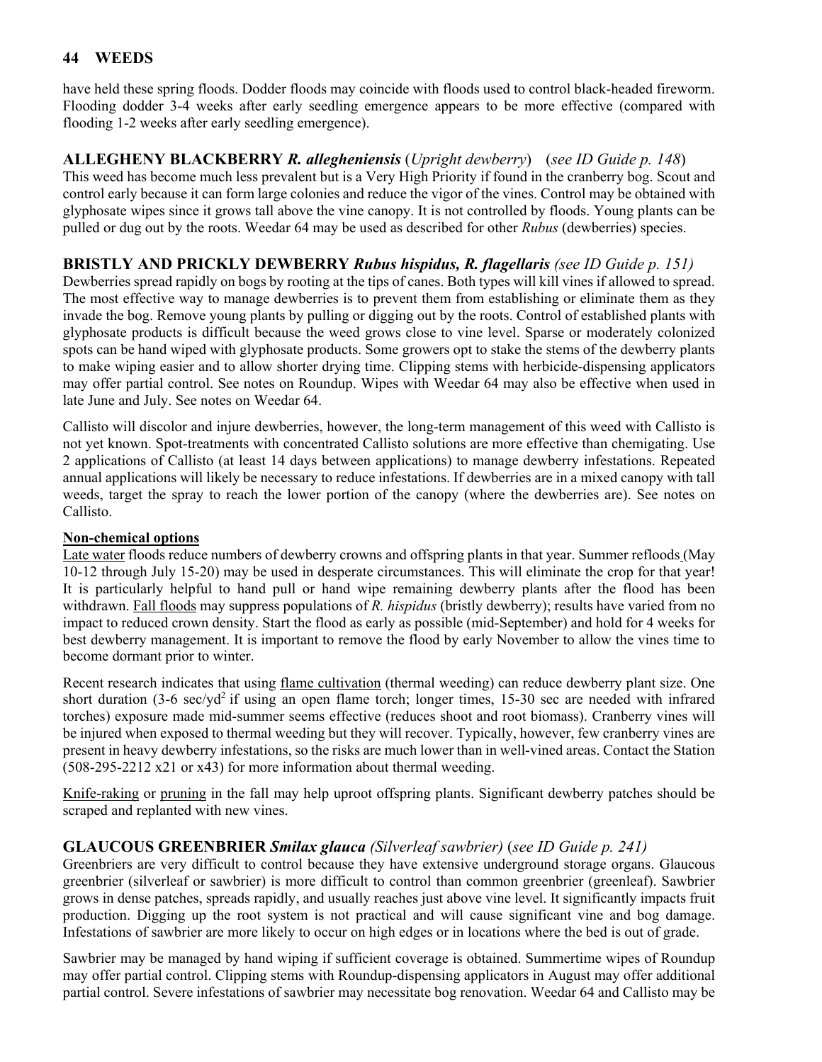have held these spring floods. Dodder floods may coincide with floods used to control black-headed fireworm. Flooding dodder 3-4 weeks after early seedling emergence appears to be more effective (compared with flooding 1-2 weeks after early seedling emergence).

## ALLEGHENY BLACKBERRY *R. allegheniensis* (*Upright dewberry*) (*see ID Guide p. 148*)

This weed has become much less prevalent but is a Very High Priority if found in the cranberry bog. Scout and control early because it can form large colonies and reduce the vigor of the vines. Control may be obtained with glyphosate wipes since it grows tall above the vine canopy. It is not controlled by floods. Young plants can be pulled or dug out by the roots. Weedar 64 may be used as described for other *Rubus* (dewberries) species.

## BRISTLY AND PRICKLY DEWBERRY *Rubus hispidus, R. flagellaris* *(see ID Guide p. 151)*

Dewberries spread rapidly on bogs by rooting at the tips of canes. Both types will kill vines if allowed to spread. The most effective way to manage dewberries is to prevent them from establishing or eliminate them as they invade the bog. Remove young plants by pulling or digging out by the roots. Control of established plants with glyphosate products is difficult because the weed grows close to vine level. Sparse or moderately colonized spots can be hand wiped with glyphosate products. Some growers opt to stake the stems of the dewberry plants to make wiping easier and to allow shorter drying time. Clipping stems with herbicide-dispensing applicators may offer partial control. See notes on Roundup. Wipes with Weedar 64 may also be effective when used in late June and July. See notes on Weedar 64.

Callisto will discolor and injure dewberries, however, the long-term management of this weed with Callisto is not yet known. Spot-treatments with concentrated Callisto solutions are more effective than chemigating. Use 2 applications of Callisto (at least 14 days between applications) to manage dewberry infestations. Repeated annual applications will likely be necessary to reduce infestations. If dewberries are in a mixed canopy with tall weeds, target the spray to reach the lower portion of the canopy (where the dewberries are). See notes on Callisto.

**Non-chemical options**

Late water floods reduce numbers of dewberry crowns and offspring plants in that year. Summer refloods (May 10-12 through July 15-20) may be used in desperate circumstances. This will eliminate the crop for that year! It is particularly helpful to hand pull or hand wipe remaining dewberry plants after the flood has been withdrawn. Fall floods may suppress populations of *R. hispidus* (bristly dewberry); results have varied from no impact to reduced crown density. Start the flood as early as possible (mid-September) and hold for 4 weeks for best dewberry management. It is important to remove the flood by early November to allow the vines time to become dormant prior to winter.

Recent research indicates that using flame cultivation (thermal weeding) can reduce dewberry plant size. One short duration (3-6 sec/yd$^2$ if using an open flame torch; longer times, 15-30 sec are needed with infrared torches) exposure made mid-summer seems effective (reduces shoot and root biomass). Cranberry vines will be injured when exposed to thermal weeding but they will recover. Typically, however, few cranberry vines are present in heavy dewberry infestations, so the risks are much lower than in well-vined areas. Contact the Station (508-295-2212 x21 or x43) for more information about thermal weeding.

Knife-raking or pruning in the fall may help uproot offspring plants. Significant dewberry patches should be scraped and replanted with new vines.

## GLAUCOUS GREENBRIER *Smilax glauca* *(Silverleaf sawbrier)* (*see ID Guide p. 241)*

Greenbriers are very difficult to control because they have extensive underground storage organs. Glaucous greenbrier (silverleaf or sawbrier) is more difficult to control than common greenbrier (greenleaf). Sawbrier grows in dense patches, spreads rapidly, and usually reaches just above vine level. It significantly impacts fruit production. Digging up the root system is not practical and will cause significant vine and bog damage. Infestations of sawbrier are more likely to occur on high edges or in locations where the bed is out of grade.

Sawbrier may be managed by hand wiping if sufficient coverage is obtained. Summertime wipes of Roundup may offer partial control. Clipping stems with Roundup-dispensing applicators in August may offer additional partial control. Severe infestations of sawbrier may necessitate bog renovation. Weedar 64 and Callisto may be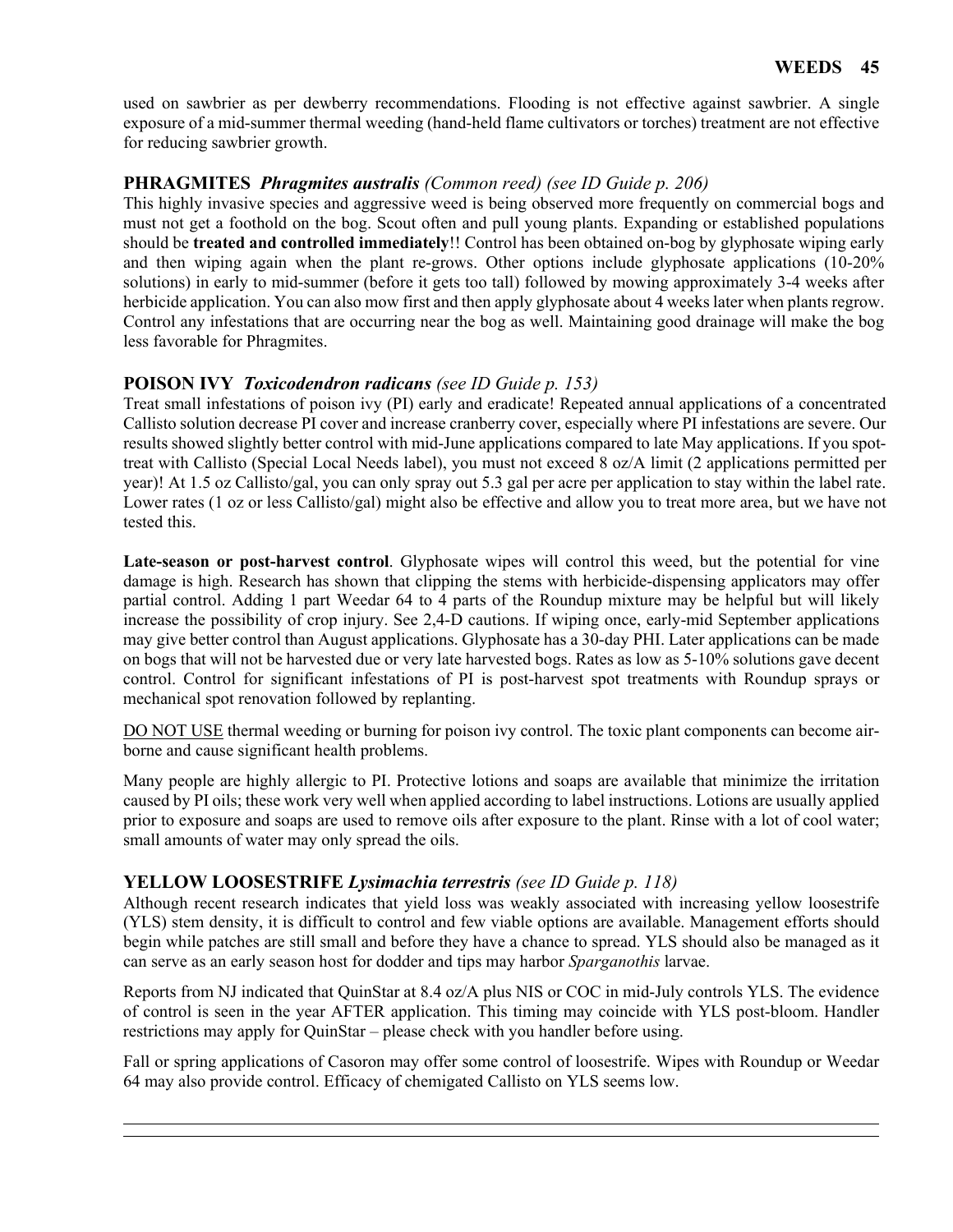used on sawbrier as per dewberry recommendations. Flooding is not effective against sawbrier. A single exposure of a mid-summer thermal weeding (hand-held flame cultivators or torches) treatment are not effective for reducing sawbrier growth.

### PHRAGMITES *Phragmites australis (Common reed) (see ID Guide p. 206)*

This highly invasive species and aggressive weed is being observed more frequently on commercial bogs and must not get a foothold on the bog. Scout often and pull young plants. Expanding or established populations should be **treated and controlled immediately**!! Control has been obtained on-bog by glyphosate wiping early and then wiping again when the plant re-grows. Other options include glyphosate applications (10-20% solutions) in early to mid-summer (before it gets too tall) followed by mowing approximately 3-4 weeks after herbicide application. You can also mow first and then apply glyphosate about 4 weeks later when plants regrow. Control any infestations that are occurring near the bog as well. Maintaining good drainage will make the bog less favorable for Phragmites.

### POISON IVY *Toxicodendron radicans (see ID Guide p. 153)*

Treat small infestations of poison ivy (PI) early and eradicate! Repeated annual applications of a concentrated Callisto solution decrease PI cover and increase cranberry cover, especially where PI infestations are severe. Our results showed slightly better control with mid-June applications compared to late May applications. If you spot-treat with Callisto (Special Local Needs label), you must not exceed 8 oz/A limit (2 applications permitted per year)! At 1.5 oz Callisto/gal, you can only spray out 5.3 gal per acre per application to stay within the label rate. Lower rates (1 oz or less Callisto/gal) might also be effective and allow you to treat more area, but we have not tested this.

**Late-season or post-harvest control**. Glyphosate wipes will control this weed, but the potential for vine damage is high. Research has shown that clipping the stems with herbicide-dispensing applicators may offer partial control. Adding 1 part Weedar 64 to 4 parts of the Roundup mixture may be helpful but will likely increase the possibility of crop injury. See 2,4-D cautions. If wiping once, early-mid September applications may give better control than August applications. Glyphosate has a 30-day PHI. Later applications can be made on bogs that will not be harvested due or very late harvested bogs. Rates as low as 5-10% solutions gave decent control. Control for significant infestations of PI is post-harvest spot treatments with Roundup sprays or mechanical spot renovation followed by replanting.

<u>DO NOT USE</u> thermal weeding or burning for poison ivy control. The toxic plant components can become air-borne and cause significant health problems.

Many people are highly allergic to PI. Protective lotions and soaps are available that minimize the irritation caused by PI oils; these work very well when applied according to label instructions. Lotions are usually applied prior to exposure and soaps are used to remove oils after exposure to the plant. Rinse with a lot of cool water; small amounts of water may only spread the oils.

### YELLOW LOOSESTRIFE *Lysimachia terrestris (see ID Guide p. 118)*

Although recent research indicates that yield loss was weakly associated with increasing yellow loosestrife (YLS) stem density, it is difficult to control and few viable options are available. Management efforts should begin while patches are still small and before they have a chance to spread. YLS should also be managed as it can serve as an early season host for dodder and tips may harbor *Sparganothis* larvae.

Reports from NJ indicated that QuinStar at 8.4 oz/A plus NIS or COC in mid-July controls YLS. The evidence of control is seen in the year AFTER application. This timing may coincide with YLS post-bloom. Handler restrictions may apply for QuinStar – please check with you handler before using.

Fall or spring applications of Casoron may offer some control of loosestrife. Wipes with Roundup or Weedar 64 may also provide control. Efficacy of chemigated Callisto on YLS seems low.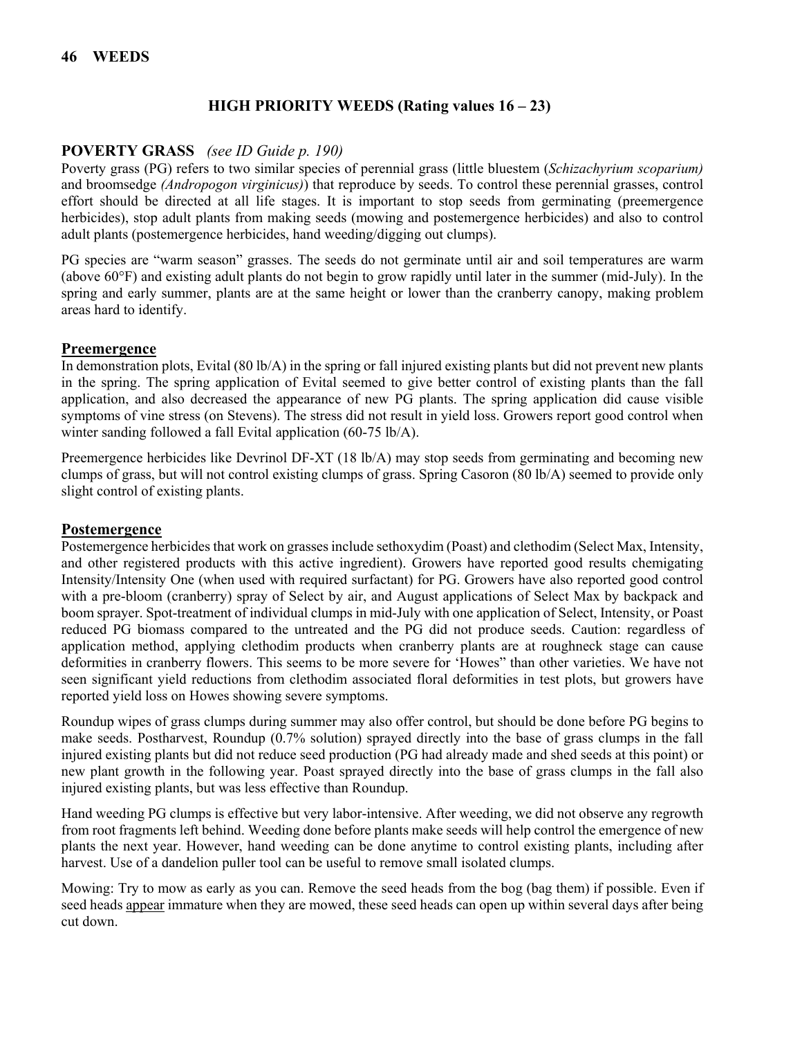## HIGH PRIORITY WEEDS (Rating values 16 – 23)

### POVERTY GRASS *(see ID Guide p. 190)*

Poverty grass (PG) refers to two similar species of perennial grass (little bluestem (*Schizachyrium scoparium)* and broomsedge *(Andropogon virginicus)*) that reproduce by seeds. To control these perennial grasses, control effort should be directed at all life stages. It is important to stop seeds from germinating (preemergence herbicides), stop adult plants from making seeds (mowing and postemergence herbicides) and also to control adult plants (postemergence herbicides, hand weeding/digging out clumps).

PG species are "warm season" grasses. The seeds do not germinate until air and soil temperatures are warm (above 60°F) and existing adult plants do not begin to grow rapidly until later in the summer (mid-July). In the spring and early summer, plants are at the same height or lower than the cranberry canopy, making problem areas hard to identify.

#### Preemergence

In demonstration plots, Evital (80 lb/A) in the spring or fall injured existing plants but did not prevent new plants in the spring. The spring application of Evital seemed to give better control of existing plants than the fall application, and also decreased the appearance of new PG plants. The spring application did cause visible symptoms of vine stress (on Stevens). The stress did not result in yield loss. Growers report good control when winter sanding followed a fall Evital application (60-75 lb/A).

Preemergence herbicides like Devrinol DF-XT (18 lb/A) may stop seeds from germinating and becoming new clumps of grass, but will not control existing clumps of grass. Spring Casoron (80 lb/A) seemed to provide only slight control of existing plants.

#### Postemergence

Postemergence herbicides that work on grasses include sethoxydim (Poast) and clethodim (Select Max, Intensity, and other registered products with this active ingredient). Growers have reported good results chemigating Intensity/Intensity One (when used with required surfactant) for PG. Growers have also reported good control with a pre-bloom (cranberry) spray of Select by air, and August applications of Select Max by backpack and boom sprayer. Spot-treatment of individual clumps in mid-July with one application of Select, Intensity, or Poast reduced PG biomass compared to the untreated and the PG did not produce seeds. Caution: regardless of application method, applying clethodim products when cranberry plants are at roughneck stage can cause deformities in cranberry flowers. This seems to be more severe for 'Howes" than other varieties. We have not seen significant yield reductions from clethodim associated floral deformities in test plots, but growers have reported yield loss on Howes showing severe symptoms.

Roundup wipes of grass clumps during summer may also offer control, but should be done before PG begins to make seeds. Postharvest, Roundup (0.7% solution) sprayed directly into the base of grass clumps in the fall injured existing plants but did not reduce seed production (PG had already made and shed seeds at this point) or new plant growth in the following year. Poast sprayed directly into the base of grass clumps in the fall also injured existing plants, but was less effective than Roundup.

Hand weeding PG clumps is effective but very labor-intensive. After weeding, we did not observe any regrowth from root fragments left behind. Weeding done before plants make seeds will help control the emergence of new plants the next year. However, hand weeding can be done anytime to control existing plants, including after harvest. Use of a dandelion puller tool can be useful to remove small isolated clumps.

Mowing: Try to mow as early as you can. Remove the seed heads from the bog (bag them) if possible. Even if seed heads <u>appear</u> immature when they are mowed, these seed heads can open up within several days after being cut down.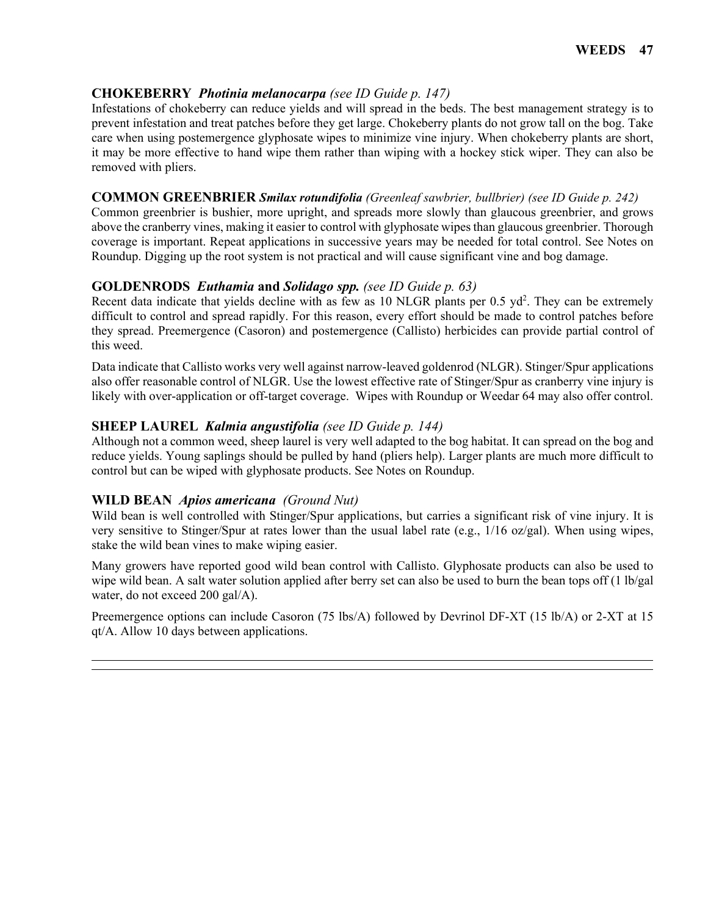### CHOKEBERRY *Photinia melanocarpa* *(see ID Guide p. 147)*

Infestations of chokeberry can reduce yields and will spread in the beds. The best management strategy is to prevent infestation and treat patches before they get large. Chokeberry plants do not grow tall on the bog. Take care when using postemergence glyphosate wipes to minimize vine injury. When chokeberry plants are short, it may be more effective to hand wipe them rather than wiping with a hockey stick wiper. They can also be removed with pliers.

### COMMON GREENBRIER *Smilax rotundifolia* *(Greenleaf sawbrier, bullbrier) (see ID Guide p. 242)*

Common greenbrier is bushier, more upright, and spreads more slowly than glaucous greenbrier, and grows above the cranberry vines, making it easier to control with glyphosate wipes than glaucous greenbrier. Thorough coverage is important. Repeat applications in successive years may be needed for total control. See Notes on Roundup. Digging up the root system is not practical and will cause significant vine and bog damage.

### GOLDENRODS *Euthamia* and *Solidago spp.* *(see ID Guide p. 63)*

Recent data indicate that yields decline with as few as 10 NLGR plants per 0.5 $yd^2$. They can be extremely difficult to control and spread rapidly. For this reason, every effort should be made to control patches before they spread. Preemergence (Casoron) and postemergence (Callisto) herbicides can provide partial control of this weed.

Data indicate that Callisto works very well against narrow-leaved goldenrod (NLGR). Stinger/Spur applications also offer reasonable control of NLGR. Use the lowest effective rate of Stinger/Spur as cranberry vine injury is likely with over-application or off-target coverage. Wipes with Roundup or Weedar 64 may also offer control.

### SHEEP LAUREL *Kalmia angustifolia* *(see ID Guide p. 144)*

Although not a common weed, sheep laurel is very well adapted to the bog habitat. It can spread on the bog and reduce yields. Young saplings should be pulled by hand (pliers help). Larger plants are much more difficult to control but can be wiped with glyphosate products. See Notes on Roundup.

### WILD BEAN *Apios americana* *(Ground Nut)*

Wild bean is well controlled with Stinger/Spur applications, but carries a significant risk of vine injury. It is very sensitive to Stinger/Spur at rates lower than the usual label rate (e.g., 1/16 oz/gal). When using wipes, stake the wild bean vines to make wiping easier.

Many growers have reported good wild bean control with Callisto. Glyphosate products can also be used to wipe wild bean. A salt water solution applied after berry set can also be used to burn the bean tops off (1 lb/gal water, do not exceed 200 gal/A).

Preemergence options can include Casoron (75 lbs/A) followed by Devrinol DF-XT (15 lb/A) or 2-XT at 15 qt/A. Allow 10 days between applications.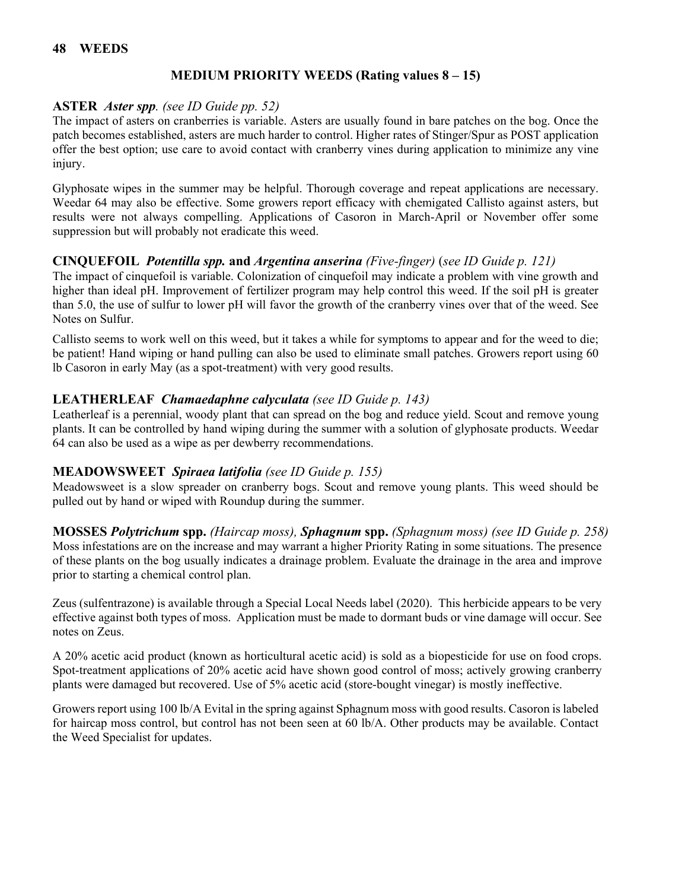## MEDIUM PRIORITY WEEDS (Rating values 8 – 15)

### ASTER *Aster spp. (see ID Guide pp. 52)*

The impact of asters on cranberries is variable. Asters are usually found in bare patches on the bog. Once the patch becomes established, asters are much harder to control. Higher rates of Stinger/Spur as POST application offer the best option; use care to avoid contact with cranberry vines during application to minimize any vine injury.

Glyphosate wipes in the summer may be helpful. Thorough coverage and repeat applications are necessary. Weedar 64 may also be effective. Some growers report efficacy with chemigated Callisto against asters, but results were not always compelling. Applications of Casoron in March-April or November offer some suppression but will probably not eradicate this weed.

### CINQUEFOIL *Potentilla spp.* and *Argentina anserina (Five-finger)* (*see ID Guide p. 121)*

The impact of cinquefoil is variable. Colonization of cinquefoil may indicate a problem with vine growth and higher than ideal pH. Improvement of fertilizer program may help control this weed. If the soil pH is greater than 5.0, the use of sulfur to lower pH will favor the growth of the cranberry vines over that of the weed. See Notes on Sulfur.

Callisto seems to work well on this weed, but it takes a while for symptoms to appear and for the weed to die; be patient! Hand wiping or hand pulling can also be used to eliminate small patches. Growers report using 60 lb Casoron in early May (as a spot-treatment) with very good results.

### LEATHERLEAF *Chamaedaphne calyculata (see ID Guide p. 143)*

Leatherleaf is a perennial, woody plant that can spread on the bog and reduce yield. Scout and remove young plants. It can be controlled by hand wiping during the summer with a solution of glyphosate products. Weedar 64 can also be used as a wipe as per dewberry recommendations.

### MEADOWSWEET *Spiraea latifolia (see ID Guide p. 155)*

Meadowsweet is a slow spreader on cranberry bogs. Scout and remove young plants. This weed should be pulled out by hand or wiped with Roundup during the summer.

### MOSSES *Polytrichum* spp. *(Haircap moss)*, *Sphagnum* spp. *(Sphagnum moss) (see ID Guide p. 258)*

Moss infestations are on the increase and may warrant a higher Priority Rating in some situations. The presence of these plants on the bog usually indicates a drainage problem. Evaluate the drainage in the area and improve prior to starting a chemical control plan.

Zeus (sulfentrazone) is available through a Special Local Needs label (2020). This herbicide appears to be very effective against both types of moss. Application must be made to dormant buds or vine damage will occur. See notes on Zeus.

A 20% acetic acid product (known as horticultural acetic acid) is sold as a biopesticide for use on food crops. Spot-treatment applications of 20% acetic acid have shown good control of moss; actively growing cranberry plants were damaged but recovered. Use of 5% acetic acid (store-bought vinegar) is mostly ineffective.

Growers report using 100 lb/A Evital in the spring against Sphagnum moss with good results. Casoron is labeled for haircap moss control, but control has not been seen at 60 lb/A. Other products may be available. Contact the Weed Specialist for updates.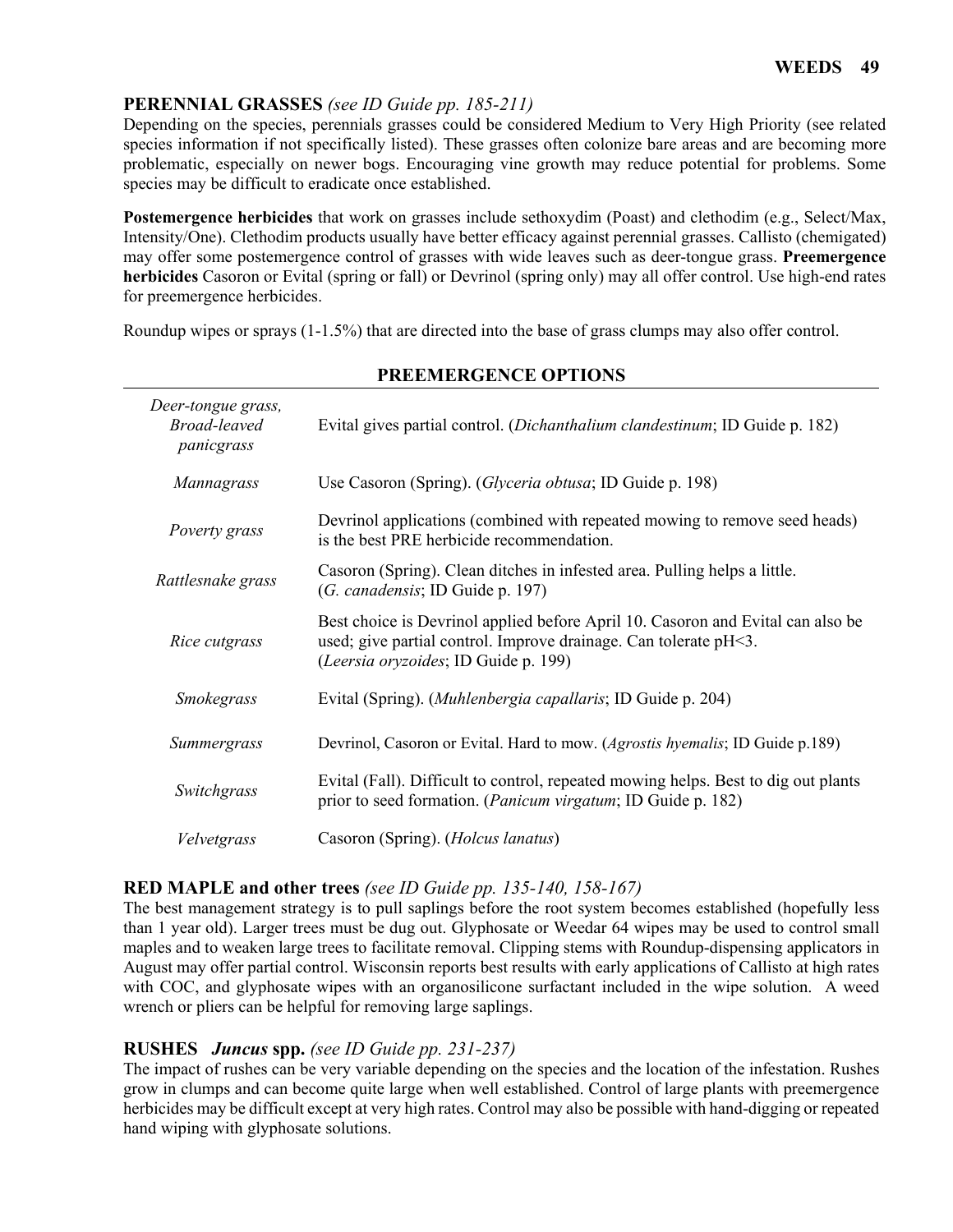## PERENNIAL GRASSES *(see ID Guide pp. 185-211)*

Depending on the species, perennials grasses could be considered Medium to Very High Priority (see related species information if not specifically listed). These grasses often colonize bare areas and are becoming more problematic, especially on newer bogs. Encouraging vine growth may reduce potential for problems. Some species may be difficult to eradicate once established.

**Postemergence herbicides** that work on grasses include sethoxydim (Poast) and clethodim (e.g., Select/Max, Intensity/One). Clethodim products usually have better efficacy against perennial grasses. Callisto (chemigated) may offer some postemergence control of grasses with wide leaves such as deer-tongue grass. **Preemergence herbicides** Casoron or Evital (spring or fall) or Devrinol (spring only) may all offer control. Use high-end rates for preemergence herbicides.

Roundup wipes or sprays (1-1.5%) that are directed into the base of grass clumps may also offer control.

| | PREEMERGENCE OPTIONS |
|---|---|
| *Deer-tongue grass, Broad-leaved panicgrass* | Evital gives partial control. (*Dichanthalium clandestinum*; ID Guide p. 182) |
| *Mannagrass* | Use Casoron (Spring). (*Glyceria obtusa*; ID Guide p. 198) |
| *Poverty grass* | Devrinol applications (combined with repeated mowing to remove seed heads) is the best PRE herbicide recommendation. |
| *Rattlesnake grass* | Casoron (Spring). Clean ditches in infested area. Pulling helps a little. (*G. canadensis*; ID Guide p. 197) |
| *Rice cutgrass* | Best choice is Devrinol applied before April 10. Casoron and Evital can also be used; give partial control. Improve drainage. Can tolerate pH<3. (*Leersia oryzoides*; ID Guide p. 199) |
| *Smokegrass* | Evital (Spring). (*Muhlenbergia capallaris*; ID Guide p. 204) |
| *Summergrass* | Devrinol, Casoron or Evital. Hard to mow. (*Agrostis hyemalis*; ID Guide p.189) |
| *Switchgrass* | Evital (Fall). Difficult to control, repeated mowing helps. Best to dig out plants prior to seed formation. (*Panicum virgatum*; ID Guide p. 182) |
| *Velvetgrass* | Casoron (Spring). (*Holcus lanatus*) |

## RED MAPLE and other trees *(see ID Guide pp. 135-140, 158-167)*

The best management strategy is to pull saplings before the root system becomes established (hopefully less than 1 year old). Larger trees must be dug out. Glyphosate or Weedar 64 wipes may be used to control small maples and to weaken large trees to facilitate removal. Clipping stems with Roundup-dispensing applicators in August may offer partial control. Wisconsin reports best results with early applications of Callisto at high rates with COC, and glyphosate wipes with an organosilicone surfactant included in the wipe solution. A weed wrench or pliers can be helpful for removing large saplings.

## RUSHES *Juncus* spp. *(see ID Guide pp. 231-237)*

The impact of rushes can be very variable depending on the species and the location of the infestation. Rushes grow in clumps and can become quite large when well established. Control of large plants with preemergence herbicides may be difficult except at very high rates. Control may also be possible with hand-digging or repeated hand wiping with glyphosate solutions.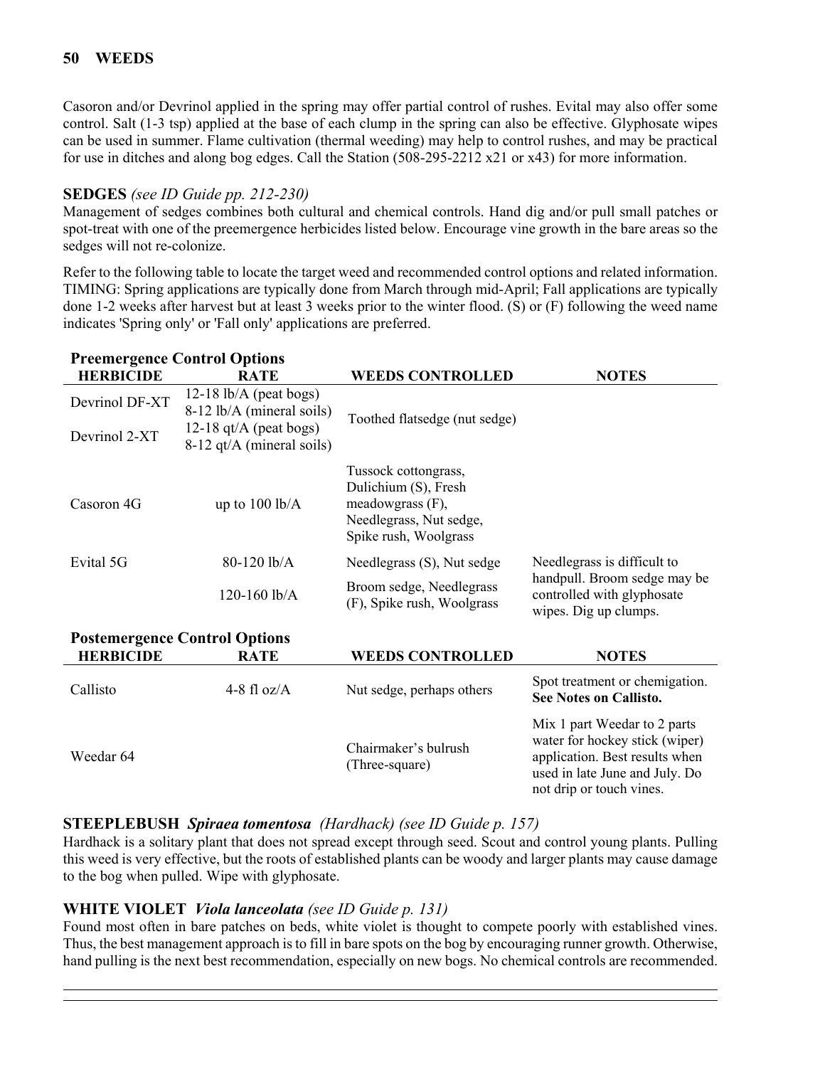Casoron and/or Devrinol applied in the spring may offer partial control of rushes. Evital may also offer some control. Salt (1-3 tsp) applied at the base of each clump in the spring can also be effective. Glyphosate wipes can be used in summer. Flame cultivation (thermal weeding) may help to control rushes, and may be practical for use in ditches and along bog edges. Call the Station (508-295-2212 x21 or x43) for more information.

### SEDGES *(see ID Guide pp. 212-230)*

Management of sedges combines both cultural and chemical controls. Hand dig and/or pull small patches or spot-treat with one of the preemergence herbicides listed below. Encourage vine growth in the bare areas so the sedges will not re-colonize.

Refer to the following table to locate the target weed and recommended control options and related information. TIMING: Spring applications are typically done from March through mid-April; Fall applications are typically done 1-2 weeks after harvest but at least 3 weeks prior to the winter flood. (S) or (F) following the weed name indicates 'Spring only' or 'Fall only' applications are preferred.

**Preemergence Control Options**

| HERBICIDE | RATE | WEEDS CONTROLLED | NOTES |
|---|---|---|---|
| Devrinol DF-XT | 12-18 lb/A (peat bogs)<br>8-12 lb/A (mineral soils) | Toothed flatsedge (nut sedge) | |
| Devrinol 2-XT | 12-18 qt/A (peat bogs)<br>8-12 qt/A (mineral soils) | | |
| Casoron 4G | up to 100 lb/A | Tussock cottongrass, Dulichium (S), Fresh meadowgrass (F), Needlegrass, Nut sedge, Spike rush, Woolgrass | |
| Evital 5G | 80-120 lb/A | Needlegrass (S), Nut sedge | Needlegrass is difficult to handpull. Broom sedge may be controlled with glyphosate wipes. Dig up clumps. |
| | 120-160 lb/A | Broom sedge, Needlegrass (F), Spike rush, Woolgrass | |

**Postemergence Control Options**

| HERBICIDE | RATE | WEEDS CONTROLLED | NOTES |
|---|---|---|---|
| Callisto | 4-8 fl oz/A | Nut sedge, perhaps others | Spot treatment or chemigation. **See Notes on Callisto.** |
| Weedar 64 | | Chairmaker's bulrush (Three-square) | Mix 1 part Weedar to 2 parts water for hockey stick (wiper) application. Best results when used in late June and July. Do not drip or touch vines. |

### STEEPLEBUSH *Spiraea tomentosa* *(Hardhack) (see ID Guide p. 157)*

Hardhack is a solitary plant that does not spread except through seed. Scout and control young plants. Pulling this weed is very effective, but the roots of established plants can be woody and larger plants may cause damage to the bog when pulled. Wipe with glyphosate.

### WHITE VIOLET *Viola lanceolata* *(see ID Guide p. 131)*

Found most often in bare patches on beds, white violet is thought to compete poorly with established vines. Thus, the best management approach is to fill in bare spots on the bog by encouraging runner growth. Otherwise, hand pulling is the next best recommendation, especially on new bogs. No chemical controls are recommended.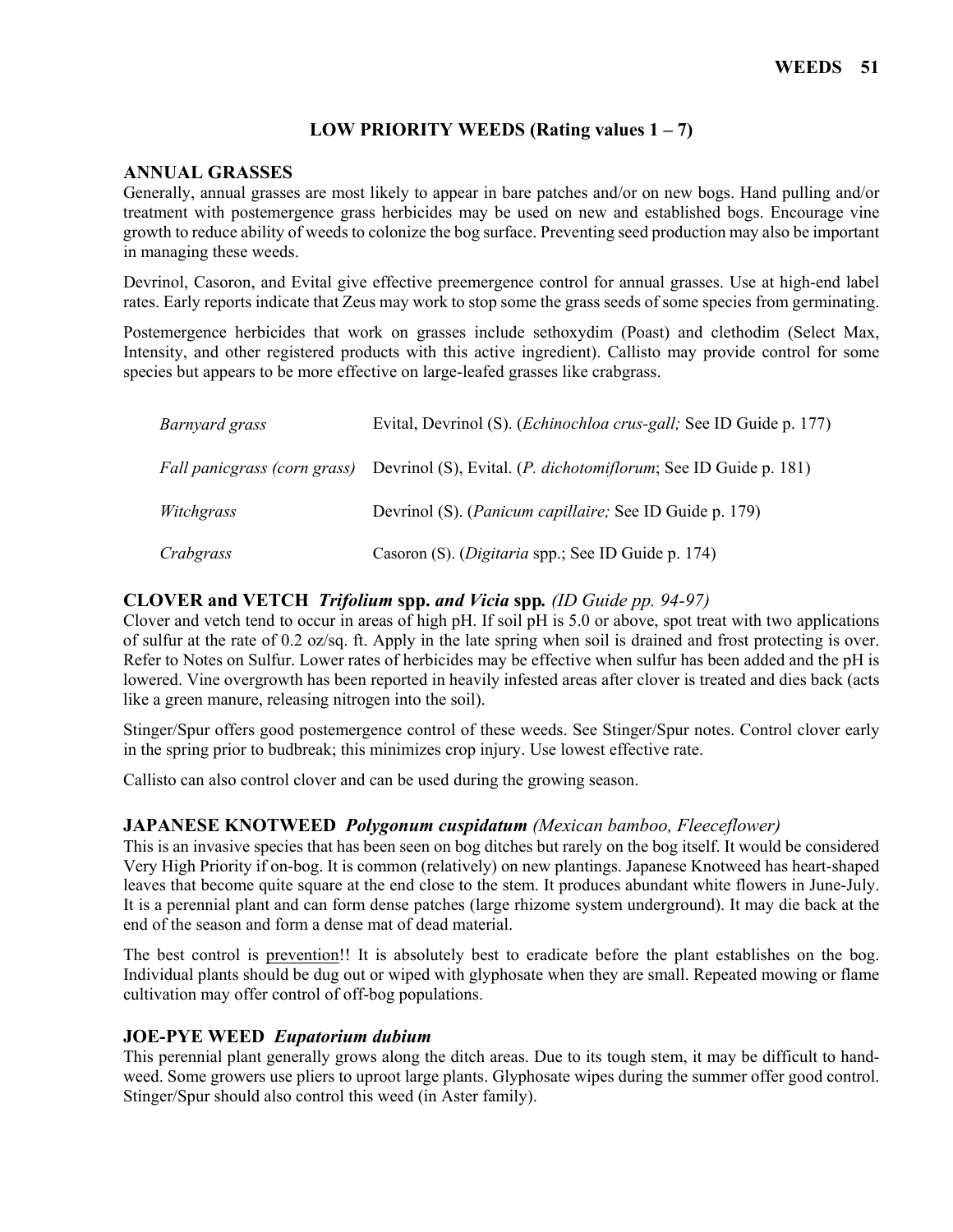## LOW PRIORITY WEEDS (Rating values 1 – 7)

### ANNUAL GRASSES

Generally, annual grasses are most likely to appear in bare patches and/or on new bogs. Hand pulling and/or treatment with postemergence grass herbicides may be used on new and established bogs. Encourage vine growth to reduce ability of weeds to colonize the bog surface. Preventing seed production may also be important in managing these weeds.

Devrinol, Casoron, and Evital give effective preemergence control for annual grasses. Use at high-end label rates. Early reports indicate that Zeus may work to stop some the grass seeds of some species from germinating.

Postemergence herbicides that work on grasses include sethoxydim (Poast) and clethodim (Select Max, Intensity, and other registered products with this active ingredient). Callisto may provide control for some species but appears to be more effective on large-leafed grasses like crabgrass.

| | |
|---|---|
| *Barnyard grass* | Evital, Devrinol (S). (*Echinochloa crus-gall;* See ID Guide p. 177) |
| *Fall panicgrass (corn grass)* | Devrinol (S), Evital. (*P. dichotomiflorum*; See ID Guide p. 181) |
| *Witchgrass* | Devrinol (S). (*Panicum capillaire;* See ID Guide p. 179) |
| *Crabgrass* | Casoron (S). (*Digitaria* spp.; See ID Guide p. 174) |

### CLOVER and VETCH *Trifolium* spp. *and Vicia* spp. *(ID Guide pp. 94-97)*

Clover and vetch tend to occur in areas of high pH. If soil pH is 5.0 or above, spot treat with two applications of sulfur at the rate of 0.2 oz/sq. ft. Apply in the late spring when soil is drained and frost protecting is over. Refer to Notes on Sulfur. Lower rates of herbicides may be effective when sulfur has been added and the pH is lowered. Vine overgrowth has been reported in heavily infested areas after clover is treated and dies back (acts like a green manure, releasing nitrogen into the soil).

Stinger/Spur offers good postemergence control of these weeds. See Stinger/Spur notes. Control clover early in the spring prior to budbreak; this minimizes crop injury. Use lowest effective rate.

Callisto can also control clover and can be used during the growing season.

### JAPANESE KNOTWEED *Polygonum cuspidatum (Mexican bamboo, Fleeceflower)*

This is an invasive species that has been seen on bog ditches but rarely on the bog itself. It would be considered Very High Priority if on-bog. It is common (relatively) on new plantings. Japanese Knotweed has heart-shaped leaves that become quite square at the end close to the stem. It produces abundant white flowers in June-July. It is a perennial plant and can form dense patches (large rhizome system underground). It may die back at the end of the season and form a dense mat of dead material.

The best control is prevention!! It is absolutely best to eradicate before the plant establishes on the bog. Individual plants should be dug out or wiped with glyphosate when they are small. Repeated mowing or flame cultivation may offer control of off-bog populations.

### JOE-PYE WEED *Eupatorium dubium*

This perennial plant generally grows along the ditch areas. Due to its tough stem, it may be difficult to hand-weed. Some growers use pliers to uproot large plants. Glyphosate wipes during the summer offer good control. Stinger/Spur should also control this weed (in Aster family).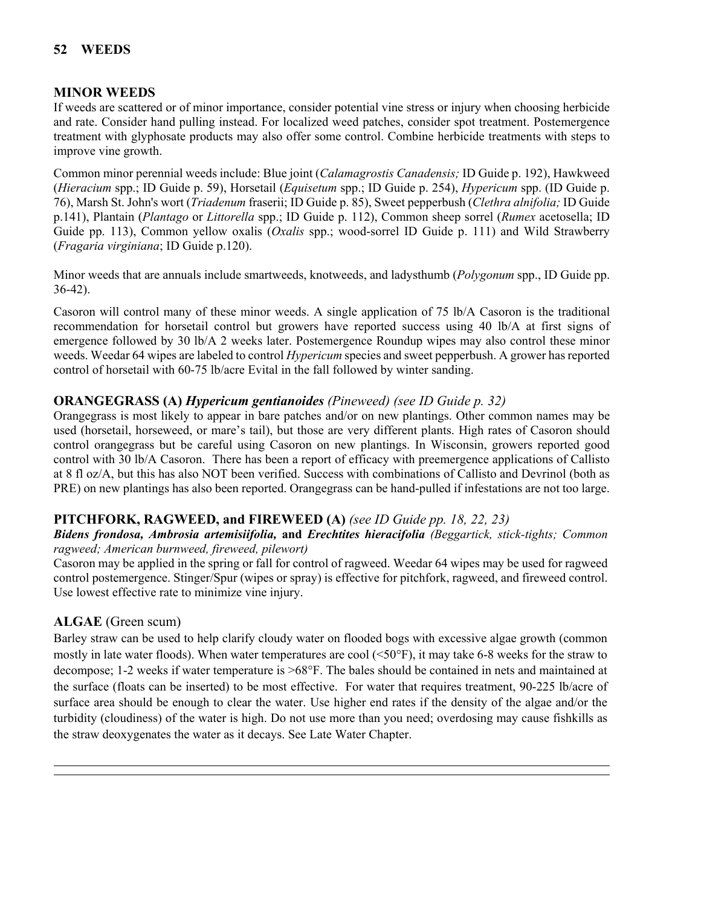## MINOR WEEDS

If weeds are scattered or of minor importance, consider potential vine stress or injury when choosing herbicide and rate. Consider hand pulling instead. For localized weed patches, consider spot treatment. Postemergence treatment with glyphosate products may also offer some control. Combine herbicide treatments with steps to improve vine growth.

Common minor perennial weeds include: Blue joint (*Calamagrostis Canadensis;* ID Guide p. 192), Hawkweed (*Hieracium* spp.; ID Guide p. 59), Horsetail (*Equisetum* spp.; ID Guide p. 254), *Hypericum* spp. (ID Guide p. 76), Marsh St. John's wort (*Triadenum* fraserii; ID Guide p. 85), Sweet pepperbush (*Clethra alnifolia;* ID Guide p.141), Plantain (*Plantago* or *Littorella* spp.; ID Guide p. 112), Common sheep sorrel (*Rumex* acetosella; ID Guide pp. 113), Common yellow oxalis (*Oxalis* spp.; wood-sorrel ID Guide p. 111) and Wild Strawberry (*Fragaria virginiana*; ID Guide p.120).

Minor weeds that are annuals include smartweeds, knotweeds, and ladysthumb (*Polygonum* spp., ID Guide pp. 36-42).

Casoron will control many of these minor weeds. A single application of 75 lb/A Casoron is the traditional recommendation for horsetail control but growers have reported success using 40 lb/A at first signs of emergence followed by 30 lb/A 2 weeks later. Postemergence Roundup wipes may also control these minor weeds. Weedar 64 wipes are labeled to control *Hypericum* species and sweet pepperbush. A grower has reported control of horsetail with 60-75 lb/acre Evital in the fall followed by winter sanding.

### ORANGEGRASS (A) *Hypericum gentianoides (Pineweed) (see ID Guide p. 32)*

Orangegrass is most likely to appear in bare patches and/or on new plantings. Other common names may be used (horsetail, horseweed, or mare's tail), but those are very different plants. High rates of Casoron should control orangegrass but be careful using Casoron on new plantings. In Wisconsin, growers reported good control with 30 lb/A Casoron. There has been a report of efficacy with preemergence applications of Callisto at 8 fl oz/A, but this has also NOT been verified. Success with combinations of Callisto and Devrinol (both as PRE) on new plantings has also been reported. Orangegrass can be hand-pulled if infestations are not too large.

### PITCHFORK, RAGWEED, and FIREWEED (A) *(see ID Guide pp. 18, 22, 23)*

***Bidens frondosa, Ambrosia artemisiifolia,* and *Erechtites hieracifolia*** *(Beggartick, stick-tights; Common ragweed; American burnweed, fireweed, pilewort)*

Casoron may be applied in the spring or fall for control of ragweed. Weedar 64 wipes may be used for ragweed control postemergence. Stinger/Spur (wipes or spray) is effective for pitchfork, ragweed, and fireweed control. Use lowest effective rate to minimize vine injury.

### ALGAE (Green scum)

Barley straw can be used to help clarify cloudy water on flooded bogs with excessive algae growth (common mostly in late water floods). When water temperatures are cool (<50°F), it may take 6-8 weeks for the straw to decompose; 1-2 weeks if water temperature is >68°F. The bales should be contained in nets and maintained at the surface (floats can be inserted) to be most effective. For water that requires treatment, 90-225 lb/acre of surface area should be enough to clear the water. Use higher end rates if the density of the algae and/or the turbidity (cloudiness) of the water is high. Do not use more than you need; overdosing may cause fishkills as the straw deoxygenates the water as it decays. See Late Water Chapter.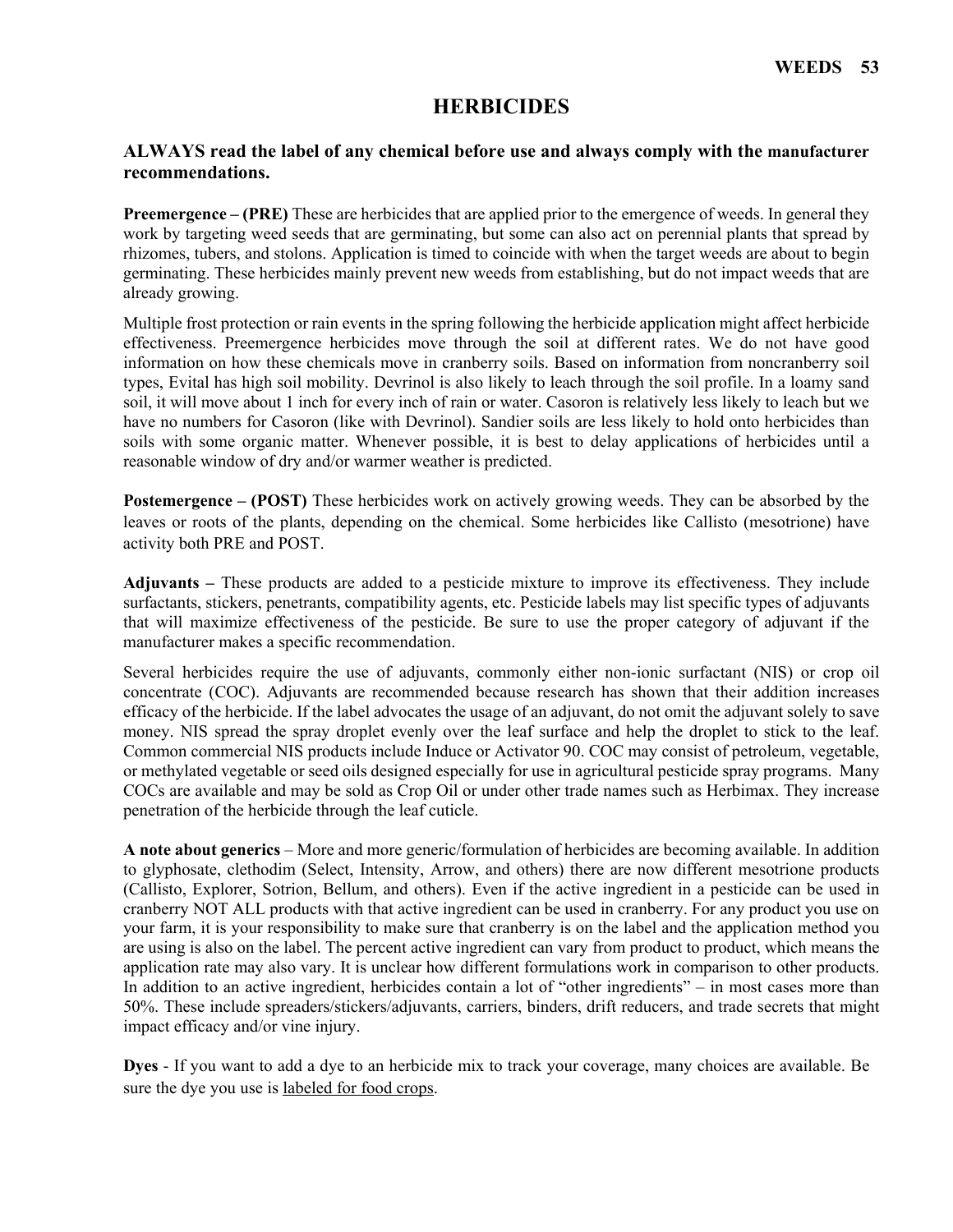# HERBICIDES

**ALWAYS read the label of any chemical before use and always comply with the manufacturer recommendations.**

**Preemergence – (PRE)** These are herbicides that are applied prior to the emergence of weeds. In general they work by targeting weed seeds that are germinating, but some can also act on perennial plants that spread by rhizomes, tubers, and stolons. Application is timed to coincide with when the target weeds are about to begin germinating. These herbicides mainly prevent new weeds from establishing, but do not impact weeds that are already growing.

Multiple frost protection or rain events in the spring following the herbicide application might affect herbicide effectiveness. Preemergence herbicides move through the soil at different rates. We do not have good information on how these chemicals move in cranberry soils. Based on information from noncranberry soil types, Evital has high soil mobility. Devrinol is also likely to leach through the soil profile. In a loamy sand soil, it will move about 1 inch for every inch of rain or water. Casoron is relatively less likely to leach but we have no numbers for Casoron (like with Devrinol). Sandier soils are less likely to hold onto herbicides than soils with some organic matter. Whenever possible, it is best to delay applications of herbicides until a reasonable window of dry and/or warmer weather is predicted.

**Postemergence – (POST)** These herbicides work on actively growing weeds. They can be absorbed by the leaves or roots of the plants, depending on the chemical. Some herbicides like Callisto (mesotrione) have activity both PRE and POST.

**Adjuvants –** These products are added to a pesticide mixture to improve its effectiveness. They include surfactants, stickers, penetrants, compatibility agents, etc. Pesticide labels may list specific types of adjuvants that will maximize effectiveness of the pesticide. Be sure to use the proper category of adjuvant if the manufacturer makes a specific recommendation.

Several herbicides require the use of adjuvants, commonly either non-ionic surfactant (NIS) or crop oil concentrate (COC). Adjuvants are recommended because research has shown that their addition increases efficacy of the herbicide. If the label advocates the usage of an adjuvant, do not omit the adjuvant solely to save money. NIS spread the spray droplet evenly over the leaf surface and help the droplet to stick to the leaf. Common commercial NIS products include Induce or Activator 90. COC may consist of petroleum, vegetable, or methylated vegetable or seed oils designed especially for use in agricultural pesticide spray programs. Many COCs are available and may be sold as Crop Oil or under other trade names such as Herbimax. They increase penetration of the herbicide through the leaf cuticle.

**A note about generics** – More and more generic/formulation of herbicides are becoming available. In addition to glyphosate, clethodim (Select, Intensity, Arrow, and others) there are now different mesotrione products (Callisto, Explorer, Sotrion, Bellum, and others). Even if the active ingredient in a pesticide can be used in cranberry NOT ALL products with that active ingredient can be used in cranberry. For any product you use on your farm, it is your responsibility to make sure that cranberry is on the label and the application method you are using is also on the label. The percent active ingredient can vary from product to product, which means the application rate may also vary. It is unclear how different formulations work in comparison to other products. In addition to an active ingredient, herbicides contain a lot of "other ingredients" – in most cases more than 50%. These include spreaders/stickers/adjuvants, carriers, binders, drift reducers, and trade secrets that might impact efficacy and/or vine injury.

**Dyes** - If you want to add a dye to an herbicide mix to track your coverage, many choices are available. Be sure the dye you use is labeled for food crops.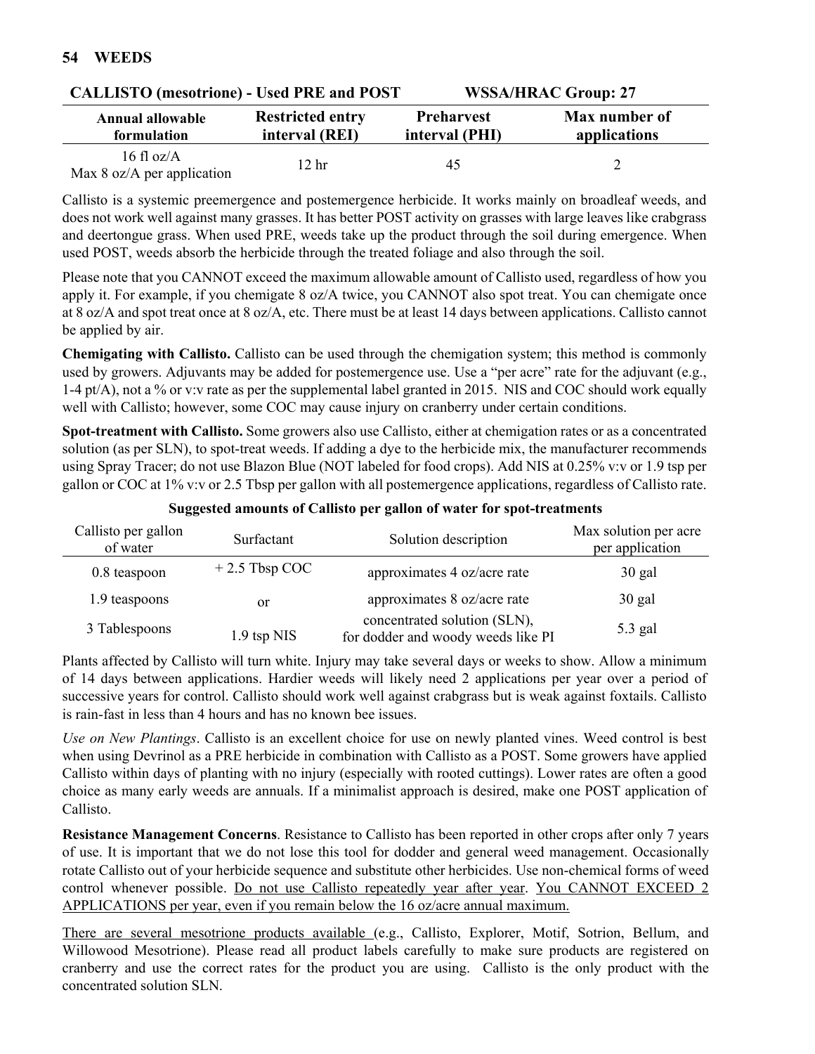## CALLISTO (mesotrione) - Used PRE and POST WSSA/HRAC Group: 27

| Annual allowable formulation | Restricted entry interval (REI) | Preharvest interval (PHI) | Max number of applications |
|---|---|---|---|
| 16 fl oz/A<br>Max 8 oz/A per application | 12 hr | 45 | 2 |

Callisto is a systemic preemergence and postemergence herbicide. It works mainly on broadleaf weeds, and does not work well against many grasses. It has better POST activity on grasses with large leaves like crabgrass and deertongue grass. When used PRE, weeds take up the product through the soil during emergence. When used POST, weeds absorb the herbicide through the treated foliage and also through the soil.

Please note that you CANNOT exceed the maximum allowable amount of Callisto used, regardless of how you apply it. For example, if you chemigate 8 oz/A twice, you CANNOT also spot treat. You can chemigate once at 8 oz/A and spot treat once at 8 oz/A, etc. There must be at least 14 days between applications. Callisto cannot be applied by air.

**Chemigating with Callisto.** Callisto can be used through the chemigation system; this method is commonly used by growers. Adjuvants may be added for postemergence use. Use a "per acre" rate for the adjuvant (e.g., 1-4 pt/A), not a % or v:v rate as per the supplemental label granted in 2015. NIS and COC should work equally well with Callisto; however, some COC may cause injury on cranberry under certain conditions.

**Spot-treatment with Callisto.** Some growers also use Callisto, either at chemigation rates or as a concentrated solution (as per SLN), to spot-treat weeds. If adding a dye to the herbicide mix, the manufacturer recommends using Spray Tracer; do not use Blazon Blue (NOT labeled for food crops). Add NIS at 0.25% v:v or 1.9 tsp per gallon or COC at 1% v:v or 2.5 Tbsp per gallon with all postemergence applications, regardless of Callisto rate.

**Suggested amounts of Callisto per gallon of water for spot-treatments**

| Callisto per gallon of water | Surfactant | Solution description | Max solution per acre per application |
|---|---|---|---|
| 0.8 teaspoon | + 2.5 Tbsp COC | approximates 4 oz/acre rate | 30 gal |
| 1.9 teaspoons | or | approximates 8 oz/acre rate | 30 gal |
| 3 Tablespoons | 1.9 tsp NIS | concentrated solution (SLN), for dodder and woody weeds like PI | 5.3 gal |

Plants affected by Callisto will turn white. Injury may take several days or weeks to show. Allow a minimum of 14 days between applications. Hardier weeds will likely need 2 applications per year over a period of successive years for control. Callisto should work well against crabgrass but is weak against foxtails. Callisto is rain-fast in less than 4 hours and has no known bee issues.

*Use on New Plantings*. Callisto is an excellent choice for use on newly planted vines. Weed control is best when using Devrinol as a PRE herbicide in combination with Callisto as a POST. Some growers have applied Callisto within days of planting with no injury (especially with rooted cuttings). Lower rates are often a good choice as many early weeds are annuals. If a minimalist approach is desired, make one POST application of Callisto.

**Resistance Management Concerns**. Resistance to Callisto has been reported in other crops after only 7 years of use. It is important that we do not lose this tool for dodder and general weed management. Occasionally rotate Callisto out of your herbicide sequence and substitute other herbicides. Use non-chemical forms of weed control whenever possible. <u>Do not use Callisto repeatedly year after year</u>. <u>You CANNOT EXCEED 2 APPLICATIONS per year, even if you remain below the 16 oz/acre annual maximum.</u>

<u>There are several mesotrione products available</u> (e.g., Callisto, Explorer, Motif, Sotrion, Bellum, and Willowood Mesotrione). Please read all product labels carefully to make sure products are registered on cranberry and use the correct rates for the product you are using. Callisto is the only product with the concentrated solution SLN.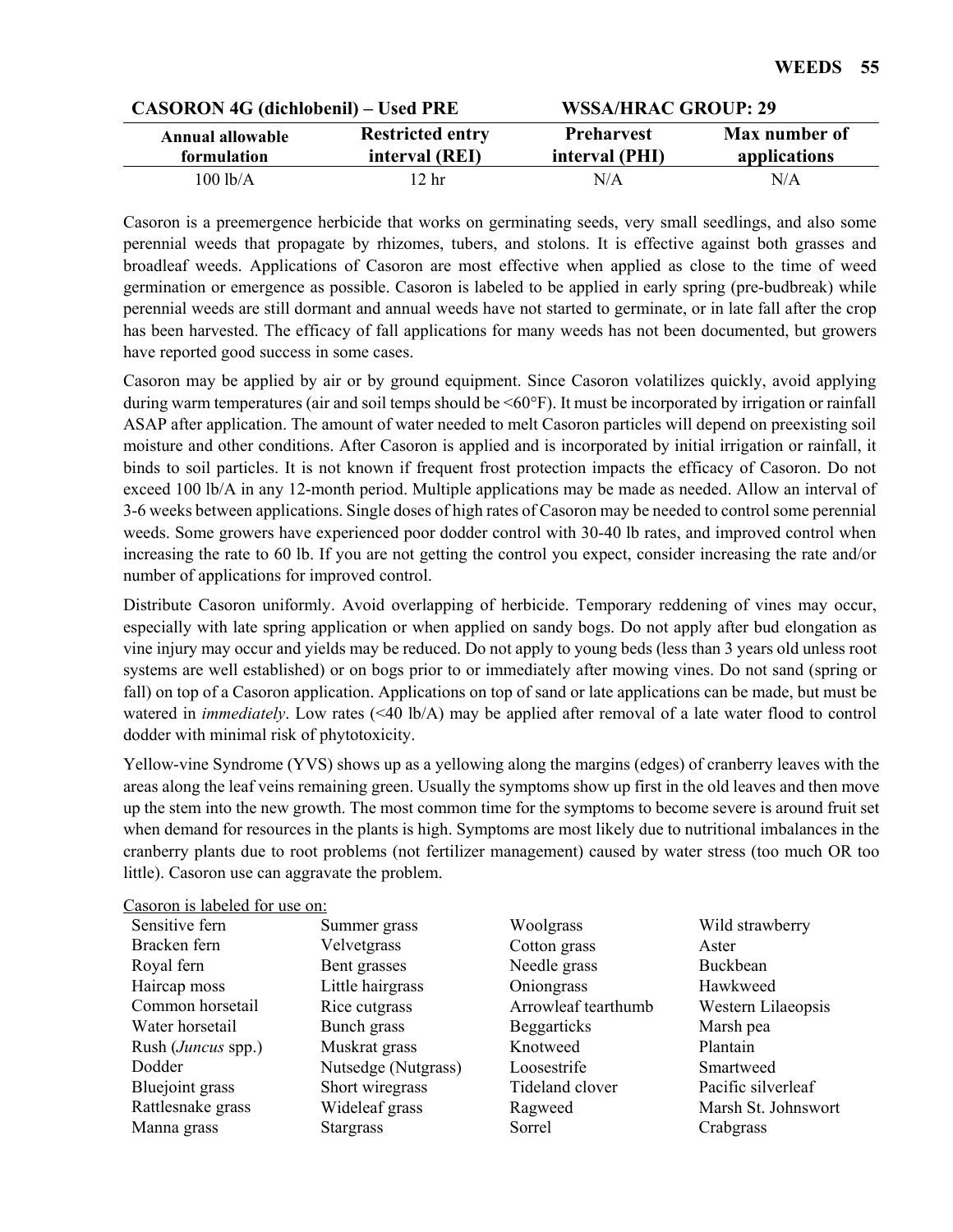**CASORON 4G (dichlobenil) – Used PRE** **WSSA/HRAC GROUP: 29**

| Annual allowable formulation | Restricted entry interval (REI) | Preharvest interval (PHI) | Max number of applications |
|---|---|---|---|
| 100 lb/A | 12 hr | N/A | N/A |

Casoron is a preemergence herbicide that works on germinating seeds, very small seedlings, and also some perennial weeds that propagate by rhizomes, tubers, and stolons. It is effective against both grasses and broadleaf weeds. Applications of Casoron are most effective when applied as close to the time of weed germination or emergence as possible. Casoron is labeled to be applied in early spring (pre-budbreak) while perennial weeds are still dormant and annual weeds have not started to germinate, or in late fall after the crop has been harvested. The efficacy of fall applications for many weeds has not been documented, but growers have reported good success in some cases.

Casoron may be applied by air or by ground equipment. Since Casoron volatilizes quickly, avoid applying during warm temperatures (air and soil temps should be <60°F). It must be incorporated by irrigation or rainfall ASAP after application. The amount of water needed to melt Casoron particles will depend on preexisting soil moisture and other conditions. After Casoron is applied and is incorporated by initial irrigation or rainfall, it binds to soil particles. It is not known if frequent frost protection impacts the efficacy of Casoron. Do not exceed 100 lb/A in any 12-month period. Multiple applications may be made as needed. Allow an interval of 3-6 weeks between applications. Single doses of high rates of Casoron may be needed to control some perennial weeds. Some growers have experienced poor dodder control with 30-40 lb rates, and improved control when increasing the rate to 60 lb. If you are not getting the control you expect, consider increasing the rate and/or number of applications for improved control.

Distribute Casoron uniformly. Avoid overlapping of herbicide. Temporary reddening of vines may occur, especially with late spring application or when applied on sandy bogs. Do not apply after bud elongation as vine injury may occur and yields may be reduced. Do not apply to young beds (less than 3 years old unless root systems are well established) or on bogs prior to or immediately after mowing vines. Do not sand (spring or fall) on top of a Casoron application. Applications on top of sand or late applications can be made, but must be watered in *immediately*. Low rates (<40 lb/A) may be applied after removal of a late water flood to control dodder with minimal risk of phytotoxicity.

Yellow-vine Syndrome (YVS) shows up as a yellowing along the margins (edges) of cranberry leaves with the areas along the leaf veins remaining green. Usually the symptoms show up first in the old leaves and then move up the stem into the new growth. The most common time for the symptoms to become severe is around fruit set when demand for resources in the plants is high. Symptoms are most likely due to nutritional imbalances in the cranberry plants due to root problems (not fertilizer management) caused by water stress (too much OR too little). Casoron use can aggravate the problem.

Casoron is labeled for use on:

- Sensitive fern
- Bracken fern
- Royal fern
- Haircap moss
- Common horsetail
- Water horsetail
- Rush (*Juncus* spp.)
- Dodder
- Bluejoint grass
- Rattlesnake grass
- Manna grass
- Summer grass
- Velvetgrass
- Bent grasses
- Little hairgrass
- Rice cutgrass
- Bunch grass
- Muskrat grass
- Nutsedge (Nutgrass)
- Short wiregrass
- Wideleaf grass
- Stargrass
- Woolgrass
- Cotton grass
- Needle grass
- Oniongrass
- Arrowleaf tearthumb
- Beggarticks
- Knotweed
- Loosestrife
- Tideland clover
- Ragweed
- Sorrel
- Wild strawberry
- Aster
- Buckbean
- Hawkweed
- Western Lilaeopsis
- Marsh pea
- Plantain
- Smartweed
- Pacific silverleaf
- Marsh St. Johnswort
- Crabgrass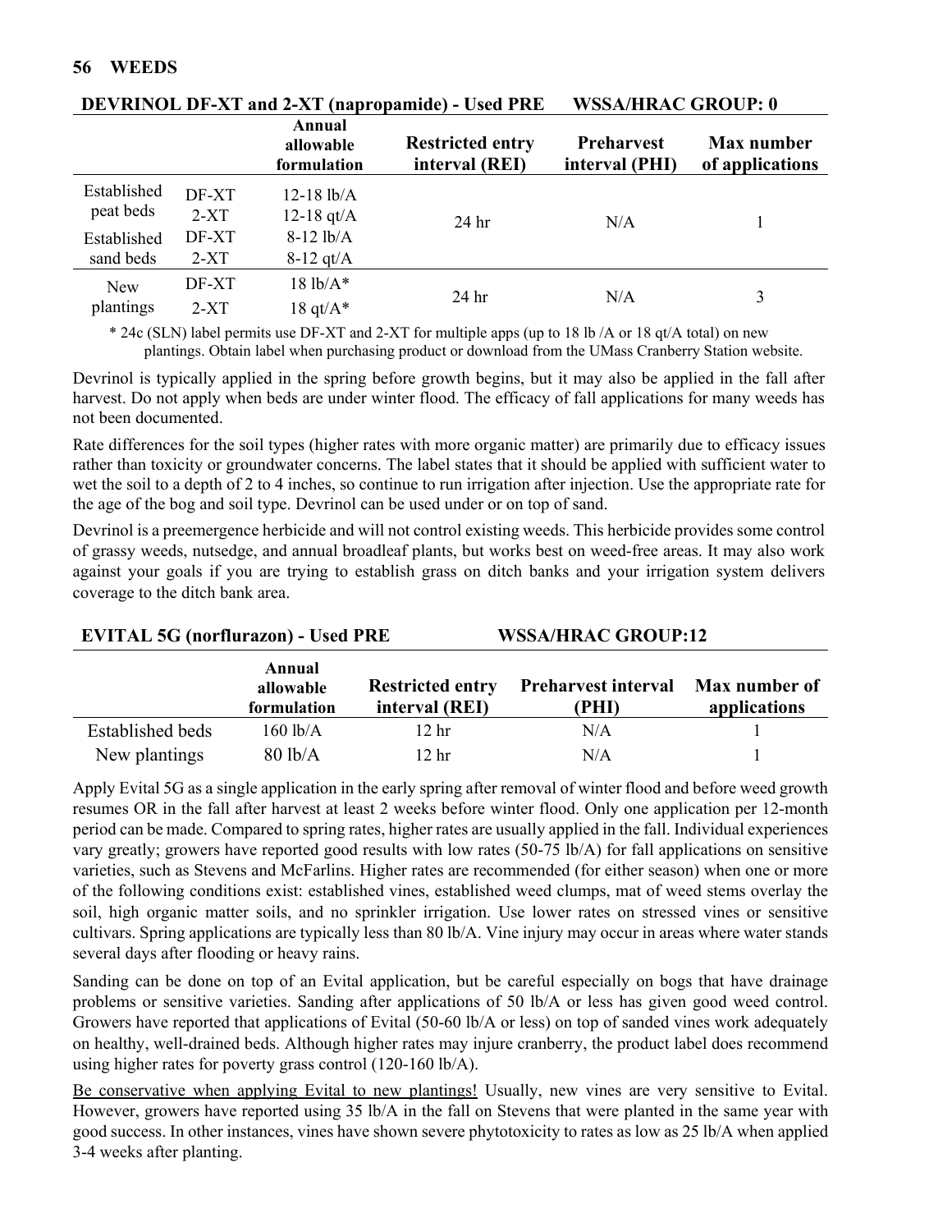**DEVRINOL DF-XT and 2-XT (napropamide) - Used PRE  WSSA/HRAC GROUP: 0**

| | | Annual allowable formulation | Restricted entry interval (REI) | Preharvest interval (PHI) | Max number of applications |
|---|---|---|---|---|---|
| Established peat beds | DF-XT | 12-18 lb/A | 24 hr | N/A | 1 |
| | 2-XT | 12-18 qt/A | | | |
| Established sand beds | DF-XT | 8-12 lb/A | | | |
| | 2-XT | 8-12 qt/A | | | |
| New plantings | DF-XT | 18 lb/A* | 24 hr | N/A | 3 |
| | 2-XT | 18 qt/A* | | | |

* 24c (SLN) label permits use DF-XT and 2-XT for multiple apps (up to 18 lb /A or 18 qt/A total) on new plantings. Obtain label when purchasing product or download from the UMass Cranberry Station website.

Devrinol is typically applied in the spring before growth begins, but it may also be applied in the fall after harvest. Do not apply when beds are under winter flood. The efficacy of fall applications for many weeds has not been documented.

Rate differences for the soil types (higher rates with more organic matter) are primarily due to efficacy issues rather than toxicity or groundwater concerns. The label states that it should be applied with sufficient water to wet the soil to a depth of 2 to 4 inches, so continue to run irrigation after injection. Use the appropriate rate for the age of the bog and soil type. Devrinol can be used under or on top of sand.

Devrinol is a preemergence herbicide and will not control existing weeds. This herbicide provides some control of grassy weeds, nutsedge, and annual broadleaf plants, but works best on weed-free areas. It may also work against your goals if you are trying to establish grass on ditch banks and your irrigation system delivers coverage to the ditch bank area.

**EVITAL 5G (norflurazon) - Used PRE  WSSA/HRAC GROUP:12**

| | Annual allowable formulation | Restricted entry interval (REI) | Preharvest interval (PHI) | Max number of applications |
|---|---|---|---|---|
| Established beds | 160 lb/A | 12 hr | N/A | 1 |
| New plantings | 80 lb/A | 12 hr | N/A | 1 |

Apply Evital 5G as a single application in the early spring after removal of winter flood and before weed growth resumes OR in the fall after harvest at least 2 weeks before winter flood. Only one application per 12-month period can be made. Compared to spring rates, higher rates are usually applied in the fall. Individual experiences vary greatly; growers have reported good results with low rates (50-75 lb/A) for fall applications on sensitive varieties, such as Stevens and McFarlins. Higher rates are recommended (for either season) when one or more of the following conditions exist: established vines, established weed clumps, mat of weed stems overlay the soil, high organic matter soils, and no sprinkler irrigation. Use lower rates on stressed vines or sensitive cultivars. Spring applications are typically less than 80 lb/A. Vine injury may occur in areas where water stands several days after flooding or heavy rains.

Sanding can be done on top of an Evital application, but be careful especially on bogs that have drainage problems or sensitive varieties. Sanding after applications of 50 lb/A or less has given good weed control. Growers have reported that applications of Evital (50-60 lb/A or less) on top of sanded vines work adequately on healthy, well-drained beds. Although higher rates may injure cranberry, the product label does recommend using higher rates for poverty grass control (120-160 lb/A).

<u>Be conservative when applying Evital to new plantings!</u> Usually, new vines are very sensitive to Evital. However, growers have reported using 35 lb/A in the fall on Stevens that were planted in the same year with good success. In other instances, vines have shown severe phytotoxicity to rates as low as 25 lb/A when applied 3-4 weeks after planting.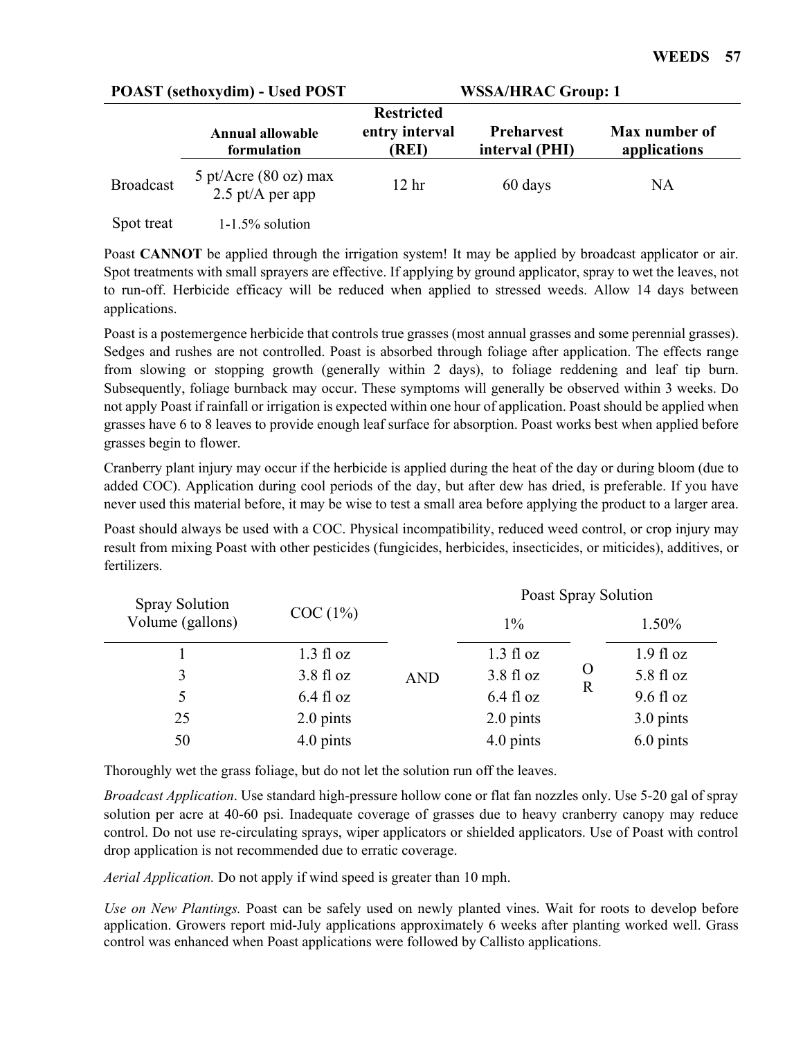| POAST (sethoxydim) - Used POST | | WSSA/HRAC Group: 1 | | |
|---|---|---|---|---|
| | Annual allowable formulation | Restricted entry interval (REI) | Preharvest interval (PHI) | Max number of applications |
| Broadcast | 5 pt/Acre (80 oz) max 2.5 pt/A per app | 12 hr | 60 days | NA |
| Spot treat | 1-1.5% solution | | | |

Poast **CANNOT** be applied through the irrigation system! It may be applied by broadcast applicator or air. Spot treatments with small sprayers are effective. If applying by ground applicator, spray to wet the leaves, not to run-off. Herbicide efficacy will be reduced when applied to stressed weeds. Allow 14 days between applications.

Poast is a postemergence herbicide that controls true grasses (most annual grasses and some perennial grasses). Sedges and rushes are not controlled. Poast is absorbed through foliage after application. The effects range from slowing or stopping growth (generally within 2 days), to foliage reddening and leaf tip burn. Subsequently, foliage burnback may occur. These symptoms will generally be observed within 3 weeks. Do not apply Poast if rainfall or irrigation is expected within one hour of application. Poast should be applied when grasses have 6 to 8 leaves to provide enough leaf surface for absorption. Poast works best when applied before grasses begin to flower.

Cranberry plant injury may occur if the herbicide is applied during the heat of the day or during bloom (due to added COC). Application during cool periods of the day, but after dew has dried, is preferable. If you have never used this material before, it may be wise to test a small area before applying the product to a larger area.

Poast should always be used with a COC. Physical incompatibility, reduced weed control, or crop injury may result from mixing Poast with other pesticides (fungicides, herbicides, insecticides, or miticides), additives, or fertilizers.

| Spray Solution Volume (gallons) | COC (1%) | | Poast Spray Solution | | |
|---|---|---|---|---|---|
| | | | 1% | | 1.50% |
| 1 | 1.3 fl oz | AND | 1.3 fl oz | OR | 1.9 fl oz |
| 3 | 3.8 fl oz | | 3.8 fl oz | | 5.8 fl oz |
| 5 | 6.4 fl oz | | 6.4 fl oz | | 9.6 fl oz |
| 25 | 2.0 pints | | 2.0 pints | | 3.0 pints |
| 50 | 4.0 pints | | 4.0 pints | | 6.0 pints |

Thoroughly wet the grass foliage, but do not let the solution run off the leaves.

*Broadcast Application*. Use standard high-pressure hollow cone or flat fan nozzles only. Use 5-20 gal of spray solution per acre at 40-60 psi. Inadequate coverage of grasses due to heavy cranberry canopy may reduce control. Do not use re-circulating sprays, wiper applicators or shielded applicators. Use of Poast with control drop application is not recommended due to erratic coverage.

*Aerial Application.* Do not apply if wind speed is greater than 10 mph.

*Use on New Plantings.* Poast can be safely used on newly planted vines. Wait for roots to develop before application. Growers report mid-July applications approximately 6 weeks after planting worked well. Grass control was enhanced when Poast applications were followed by Callisto applications.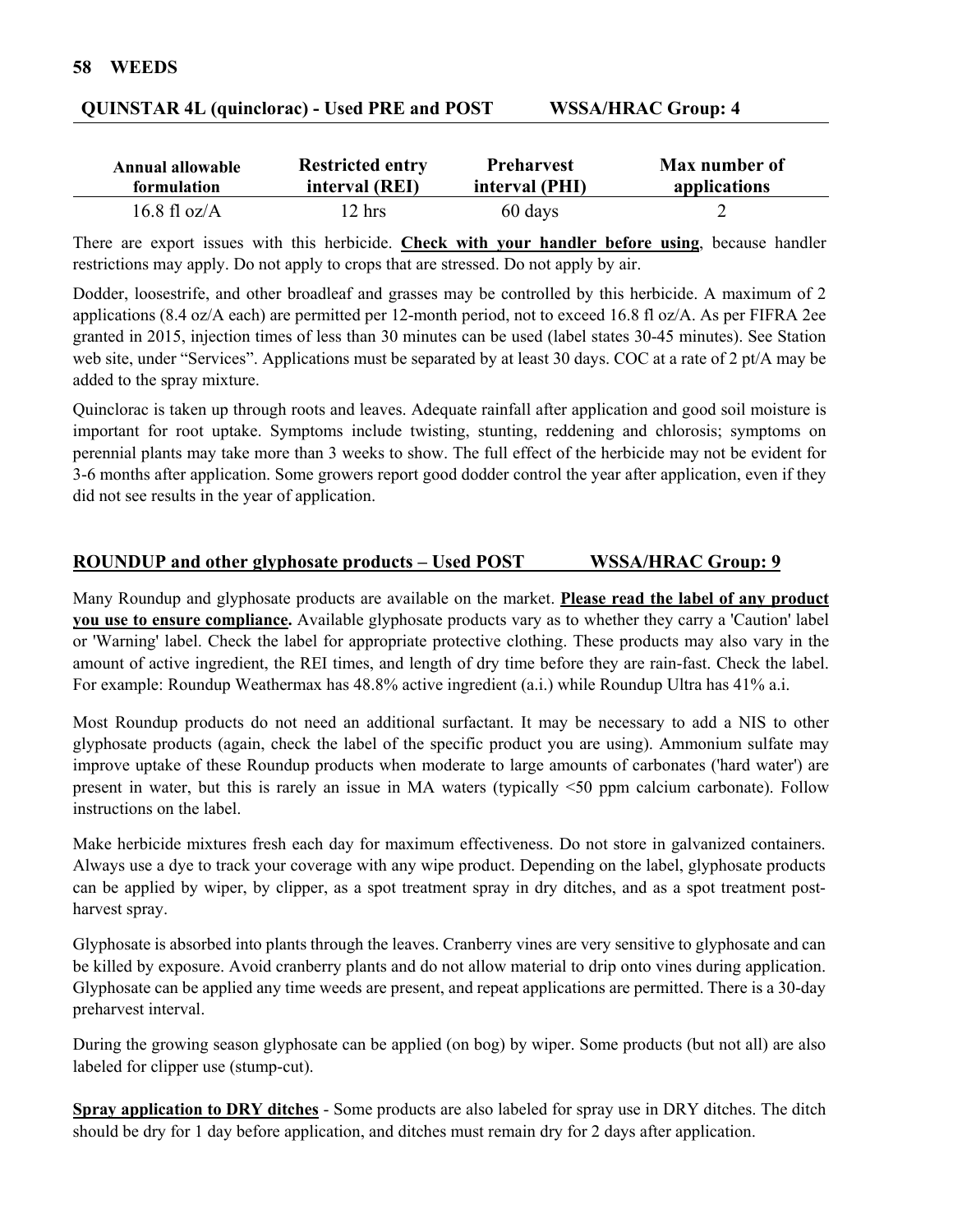**QUINSTAR 4L (quinclorac) - Used PRE and POST WSSA/HRAC Group: 4**

| Annual allowable formulation | Restricted entry interval (REI) | Preharvest interval (PHI) | Max number of applications |
|---|---|---|---|
| 16.8 fl oz/A | 12 hrs | 60 days | 2 |

There are export issues with this herbicide. **Check with your handler before using**, because handler restrictions may apply. Do not apply to crops that are stressed. Do not apply by air.

Dodder, loosestrife, and other broadleaf and grasses may be controlled by this herbicide. A maximum of 2 applications (8.4 oz/A each) are permitted per 12-month period, not to exceed 16.8 fl oz/A. As per FIFRA 2ee granted in 2015, injection times of less than 30 minutes can be used (label states 30-45 minutes). See Station web site, under "Services". Applications must be separated by at least 30 days. COC at a rate of 2 pt/A may be added to the spray mixture.

Quinclorac is taken up through roots and leaves. Adequate rainfall after application and good soil moisture is important for root uptake. Symptoms include twisting, stunting, reddening and chlorosis; symptoms on perennial plants may take more than 3 weeks to show. The full effect of the herbicide may not be evident for 3-6 months after application. Some growers report good dodder control the year after application, even if they did not see results in the year of application.

**ROUNDUP and other glyphosate products – Used POST WSSA/HRAC Group: 9**

Many Roundup and glyphosate products are available on the market. **Please read the label of any product you use to ensure compliance.** Available glyphosate products vary as to whether they carry a 'Caution' label or 'Warning' label. Check the label for appropriate protective clothing. These products may also vary in the amount of active ingredient, the REI times, and length of dry time before they are rain-fast. Check the label. For example: Roundup Weathermax has 48.8% active ingredient (a.i.) while Roundup Ultra has 41% a.i.

Most Roundup products do not need an additional surfactant. It may be necessary to add a NIS to other glyphosate products (again, check the label of the specific product you are using). Ammonium sulfate may improve uptake of these Roundup products when moderate to large amounts of carbonates ('hard water') are present in water, but this is rarely an issue in MA waters (typically <50 ppm calcium carbonate). Follow instructions on the label.

Make herbicide mixtures fresh each day for maximum effectiveness. Do not store in galvanized containers. Always use a dye to track your coverage with any wipe product. Depending on the label, glyphosate products can be applied by wiper, by clipper, as a spot treatment spray in dry ditches, and as a spot treatment post-harvest spray.

Glyphosate is absorbed into plants through the leaves. Cranberry vines are very sensitive to glyphosate and can be killed by exposure. Avoid cranberry plants and do not allow material to drip onto vines during application. Glyphosate can be applied any time weeds are present, and repeat applications are permitted. There is a 30-day preharvest interval.

During the growing season glyphosate can be applied (on bog) by wiper. Some products (but not all) are also labeled for clipper use (stump-cut).

**Spray application to DRY ditches** - Some products are also labeled for spray use in DRY ditches. The ditch should be dry for 1 day before application, and ditches must remain dry for 2 days after application.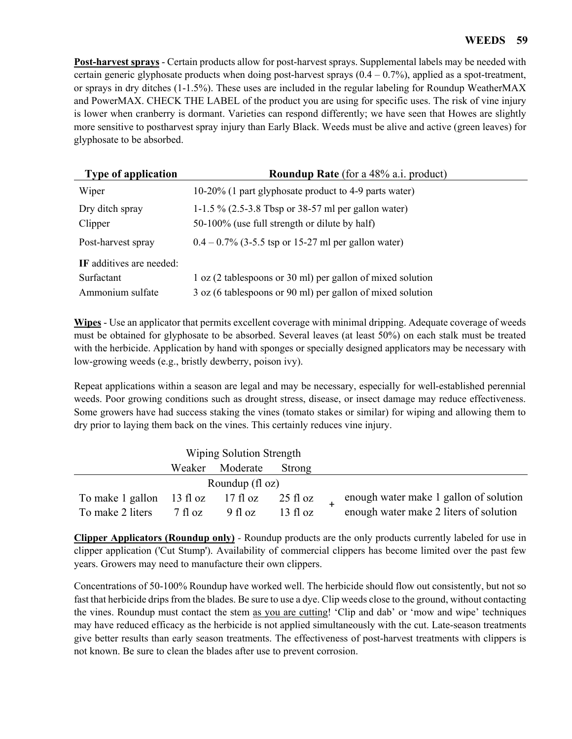**Post-harvest sprays** - Certain products allow for post-harvest sprays. Supplemental labels may be needed with certain generic glyphosate products when doing post-harvest sprays (0.4 – 0.7%), applied as a spot-treatment, or sprays in dry ditches (1-1.5%). These uses are included in the regular labeling for Roundup WeatherMAX and PowerMAX. CHECK THE LABEL of the product you are using for specific uses. The risk of vine injury is lower when cranberry is dormant. Varieties can respond differently; we have seen that Howes are slightly more sensitive to postharvest spray injury than Early Black. Weeds must be alive and active (green leaves) for glyphosate to be absorbed.

| Type of application | **Roundup Rate** (for a 48% a.i. product) |
|---|---|
| Wiper | 10-20% (1 part glyphosate product to 4-9 parts water) |
| Dry ditch spray | 1-1.5 % (2.5-3.8 Tbsp or 38-57 ml per gallon water) |
| Clipper | 50-100% (use full strength or dilute by half) |
| Post-harvest spray | 0.4 – 0.7% (3-5.5 tsp or 15-27 ml per gallon water) |
| **IF** additives are needed: | |
| Surfactant | 1 oz (2 tablespoons or 30 ml) per gallon of mixed solution |
| Ammonium sulfate | 3 oz (6 tablespoons or 90 ml) per gallon of mixed solution |

**Wipes** - Use an applicator that permits excellent coverage with minimal dripping. Adequate coverage of weeds must be obtained for glyphosate to be absorbed. Several leaves (at least 50%) on each stalk must be treated with the herbicide. Application by hand with sponges or specially designed applicators may be necessary with low-growing weeds (e.g., bristly dewberry, poison ivy).

Repeat applications within a season are legal and may be necessary, especially for well-established perennial weeds. Poor growing conditions such as drought stress, disease, or insect damage may reduce effectiveness. Some growers have had success staking the vines (tomato stakes or similar) for wiping and allowing them to dry prior to laying them back on the vines. This certainly reduces vine injury.

| | Wiping Solution Strength | | | | |
|---|---|---|---|---|---|
| | Weaker | Moderate | Strong | | |
| | Roundup (fl oz) | | | | |
| To make 1 gallon | 13 fl oz | 17 fl oz | 25 fl oz | + | enough water make 1 gallon of solution |
| To make 2 liters | 7 fl oz | 9 fl oz | 13 fl oz | + | enough water make 2 liters of solution |

**Clipper Applicators (Roundup only)** - Roundup products are the only products currently labeled for use in clipper application ('Cut Stump'). Availability of commercial clippers has become limited over the past few years. Growers may need to manufacture their own clippers.

Concentrations of 50-100% Roundup have worked well. The herbicide should flow out consistently, but not so fast that herbicide drips from the blades. Be sure to use a dye. Clip weeds close to the ground, without contacting the vines. Roundup must contact the stem as you are cutting! 'Clip and dab' or 'mow and wipe' techniques may have reduced efficacy as the herbicide is not applied simultaneously with the cut. Late-season treatments give better results than early season treatments. The effectiveness of post-harvest treatments with clippers is not known. Be sure to clean the blades after use to prevent corrosion.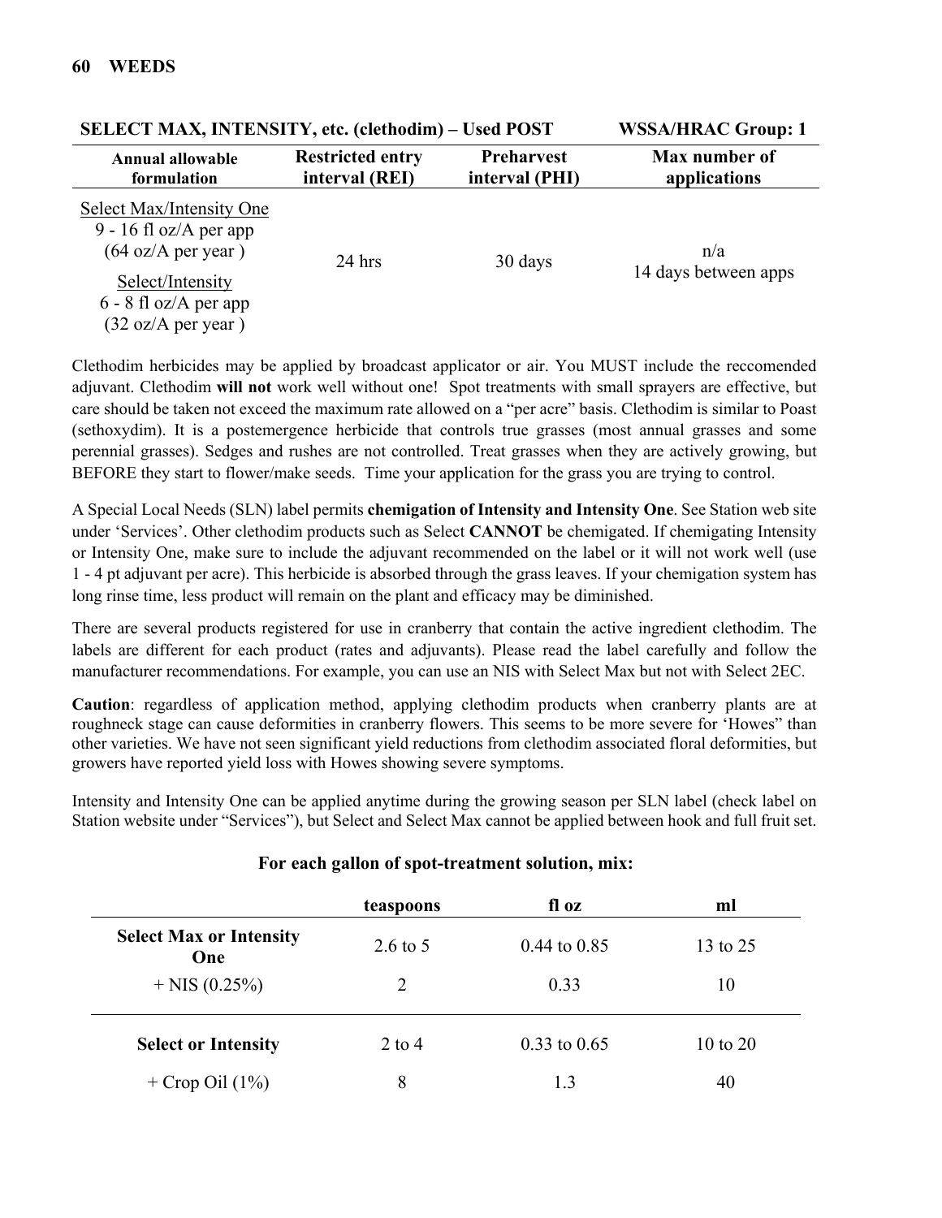| SELECT MAX, INTENSITY, etc. (clethodim) – Used POST | | | WSSA/HRAC Group: 1 |
|---|---|---|---|
| **Annual allowable formulation** | **Restricted entry interval (REI)** | **Preharvest interval (PHI)** | **Max number of applications** |
| Select Max/Intensity One<br>9 - 16 fl oz/A per app<br>(64 oz/A per year )<br>Select/Intensity<br>6 - 8 fl oz/A per app<br>(32 oz/A per year ) | 24 hrs | 30 days | n/a<br>14 days between apps |

Clethodim herbicides may be applied by broadcast applicator or air. You MUST include the reccomended adjuvant. Clethodim **will not** work well without one! Spot treatments with small sprayers are effective, but care should be taken not exceed the maximum rate allowed on a "per acre" basis. Clethodim is similar to Poast (sethoxydim). It is a postemergence herbicide that controls true grasses (most annual grasses and some perennial grasses). Sedges and rushes are not controlled. Treat grasses when they are actively growing, but BEFORE they start to flower/make seeds. Time your application for the grass you are trying to control.

A Special Local Needs (SLN) label permits **chemigation of Intensity and Intensity One**. See Station web site under 'Services'. Other clethodim products such as Select **CANNOT** be chemigated. If chemigating Intensity or Intensity One, make sure to include the adjuvant recommended on the label or it will not work well (use 1 - 4 pt adjuvant per acre). This herbicide is absorbed through the grass leaves. If your chemigation system has long rinse time, less product will remain on the plant and efficacy may be diminished.

There are several products registered for use in cranberry that contain the active ingredient clethodim. The labels are different for each product (rates and adjuvants). Please read the label carefully and follow the manufacturer recommendations. For example, you can use an NIS with Select Max but not with Select 2EC.

**Caution**: regardless of application method, applying clethodim products when cranberry plants are at roughneck stage can cause deformities in cranberry flowers. This seems to be more severe for 'Howes" than other varieties. We have not seen significant yield reductions from clethodim associated floral deformities, but growers have reported yield loss with Howes showing severe symptoms.

Intensity and Intensity One can be applied anytime during the growing season per SLN label (check label on Station website under "Services"), but Select and Select Max cannot be applied between hook and full fruit set.

**For each gallon of spot-treatment solution, mix:**

| | **teaspoons** | **fl oz** | **ml** |
|---|---|---|---|
| **Select Max or Intensity One** | 2.6 to 5 | 0.44 to 0.85 | 13 to 25 |
| + NIS (0.25%) | 2 | 0.33 | 10 |
| **Select or Intensity** | 2 to 4 | 0.33 to 0.65 | 10 to 20 |
| + Crop Oil (1%) | 8 | 1.3 | 40 |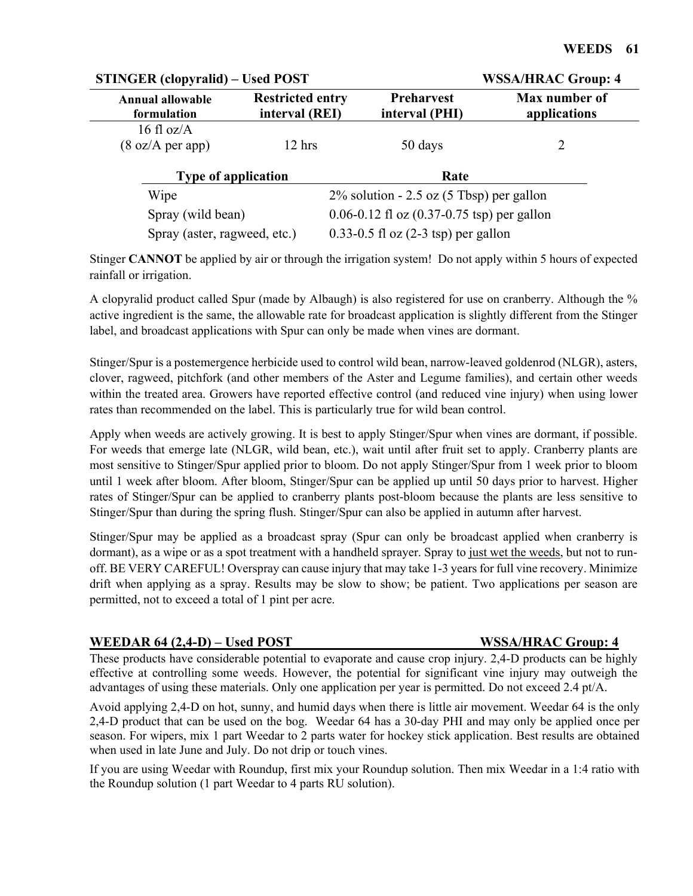**STINGER (clopyralid) – Used POST** **WSSA/HRAC Group: 4**

| Annual allowable formulation | Restricted entry interval (REI) | Preharvest interval (PHI) | Max number of applications |
|---|---|---|---|
| 16 fl oz/A (8 oz/A per app) | 12 hrs | 50 days | 2 |

| Type of application | Rate |
|---|---|
| Wipe | 2% solution - 2.5 oz (5 Tbsp) per gallon |
| Spray (wild bean) | 0.06-0.12 fl oz (0.37-0.75 tsp) per gallon |
| Spray (aster, ragweed, etc.) | 0.33-0.5 fl oz (2-3 tsp) per gallon |

Stinger **CANNOT** be applied by air or through the irrigation system! Do not apply within 5 hours of expected rainfall or irrigation.

A clopyralid product called Spur (made by Albaugh) is also registered for use on cranberry. Although the % active ingredient is the same, the allowable rate for broadcast application is slightly different from the Stinger label, and broadcast applications with Spur can only be made when vines are dormant.

Stinger/Spur is a postemergence herbicide used to control wild bean, narrow-leaved goldenrod (NLGR), asters, clover, ragweed, pitchfork (and other members of the Aster and Legume families), and certain other weeds within the treated area. Growers have reported effective control (and reduced vine injury) when using lower rates than recommended on the label. This is particularly true for wild bean control.

Apply when weeds are actively growing. It is best to apply Stinger/Spur when vines are dormant, if possible. For weeds that emerge late (NLGR, wild bean, etc.), wait until after fruit set to apply. Cranberry plants are most sensitive to Stinger/Spur applied prior to bloom. Do not apply Stinger/Spur from 1 week prior to bloom until 1 week after bloom. After bloom, Stinger/Spur can be applied up until 50 days prior to harvest. Higher rates of Stinger/Spur can be applied to cranberry plants post-bloom because the plants are less sensitive to Stinger/Spur than during the spring flush. Stinger/Spur can also be applied in autumn after harvest.

Stinger/Spur may be applied as a broadcast spray (Spur can only be broadcast applied when cranberry is dormant), as a wipe or as a spot treatment with a handheld sprayer. Spray to just wet the weeds, but not to run-off. BE VERY CAREFUL! Overspray can cause injury that may take 1-3 years for full vine recovery. Minimize drift when applying as a spray. Results may be slow to show; be patient. Two applications per season are permitted, not to exceed a total of 1 pint per acre.

**WEEDAR 64 (2,4-D) – Used POST** **WSSA/HRAC Group: 4**

These products have considerable potential to evaporate and cause crop injury. 2,4-D products can be highly effective at controlling some weeds. However, the potential for significant vine injury may outweigh the advantages of using these materials. Only one application per year is permitted. Do not exceed 2.4 pt/A.

Avoid applying 2,4-D on hot, sunny, and humid days when there is little air movement. Weedar 64 is the only 2,4-D product that can be used on the bog. Weedar 64 has a 30-day PHI and may only be applied once per season. For wipers, mix 1 part Weedar to 2 parts water for hockey stick application. Best results are obtained when used in late June and July. Do not drip or touch vines.

If you are using Weedar with Roundup, first mix your Roundup solution. Then mix Weedar in a 1:4 ratio with the Roundup solution (1 part Weedar to 4 parts RU solution).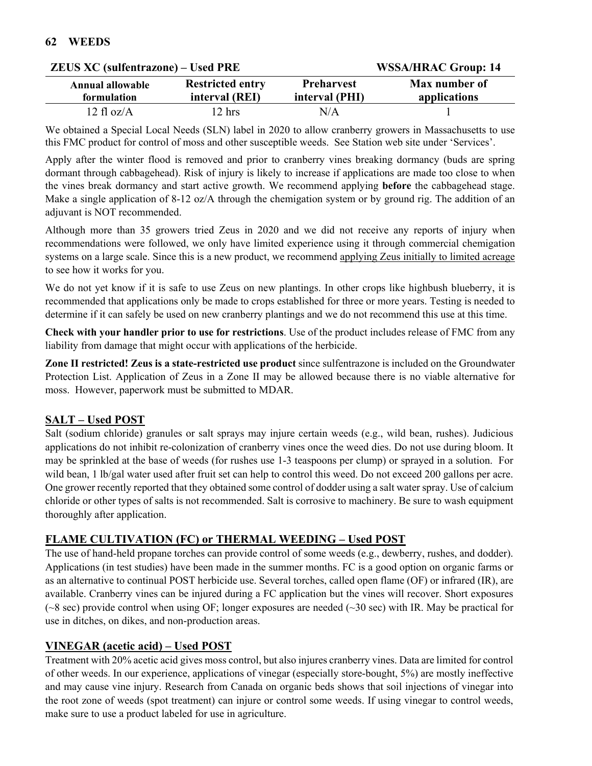**ZEUS XC (sulfentrazone) – Used PRE** **WSSA/HRAC Group: 14**

| Annual allowable formulation | Restricted entry interval (REI) | Preharvest interval (PHI) | Max number of applications |
|---|---|---|---|
| 12 fl oz/A | 12 hrs | N/A | 1 |

We obtained a Special Local Needs (SLN) label in 2020 to allow cranberry growers in Massachusetts to use this FMC product for control of moss and other susceptible weeds. See Station web site under 'Services'.

Apply after the winter flood is removed and prior to cranberry vines breaking dormancy (buds are spring dormant through cabbagehead). Risk of injury is likely to increase if applications are made too close to when the vines break dormancy and start active growth. We recommend applying **before** the cabbagehead stage. Make a single application of 8-12 oz/A through the chemigation system or by ground rig. The addition of an adjuvant is NOT recommended.

Although more than 35 growers tried Zeus in 2020 and we did not receive any reports of injury when recommendations were followed, we only have limited experience using it through commercial chemigation systems on a large scale. Since this is a new product, we recommend applying Zeus initially to limited acreage to see how it works for you.

We do not yet know if it is safe to use Zeus on new plantings. In other crops like highbush blueberry, it is recommended that applications only be made to crops established for three or more years. Testing is needed to determine if it can safely be used on new cranberry plantings and we do not recommend this use at this time.

**Check with your handler prior to use for restrictions**. Use of the product includes release of FMC from any liability from damage that might occur with applications of the herbicide.

**Zone II restricted! Zeus is a state-restricted use product** since sulfentrazone is included on the Groundwater Protection List. Application of Zeus in a Zone II may be allowed because there is no viable alternative for moss. However, paperwork must be submitted to MDAR.

## SALT – Used POST

Salt (sodium chloride) granules or salt sprays may injure certain weeds (e.g., wild bean, rushes). Judicious applications do not inhibit re-colonization of cranberry vines once the weed dies. Do not use during bloom. It may be sprinkled at the base of weeds (for rushes use 1-3 teaspoons per clump) or sprayed in a solution. For wild bean, 1 lb/gal water used after fruit set can help to control this weed. Do not exceed 200 gallons per acre. One grower recently reported that they obtained some control of dodder using a salt water spray. Use of calcium chloride or other types of salts is not recommended. Salt is corrosive to machinery. Be sure to wash equipment thoroughly after application.

## FLAME CULTIVATION (FC) or THERMAL WEEDING – Used POST

The use of hand-held propane torches can provide control of some weeds (e.g., dewberry, rushes, and dodder). Applications (in test studies) have been made in the summer months. FC is a good option on organic farms or as an alternative to continual POST herbicide use. Several torches, called open flame (OF) or infrared (IR), are available. Cranberry vines can be injured during a FC application but the vines will recover. Short exposures (~8 sec) provide control when using OF; longer exposures are needed (~30 sec) with IR. May be practical for use in ditches, on dikes, and non-production areas.

## VINEGAR (acetic acid) – Used POST

Treatment with 20% acetic acid gives moss control, but also injures cranberry vines. Data are limited for control of other weeds. In our experience, applications of vinegar (especially store-bought, 5%) are mostly ineffective and may cause vine injury. Research from Canada on organic beds shows that soil injections of vinegar into the root zone of weeds (spot treatment) can injure or control some weeds. If using vinegar to control weeds, make sure to use a product labeled for use in agriculture.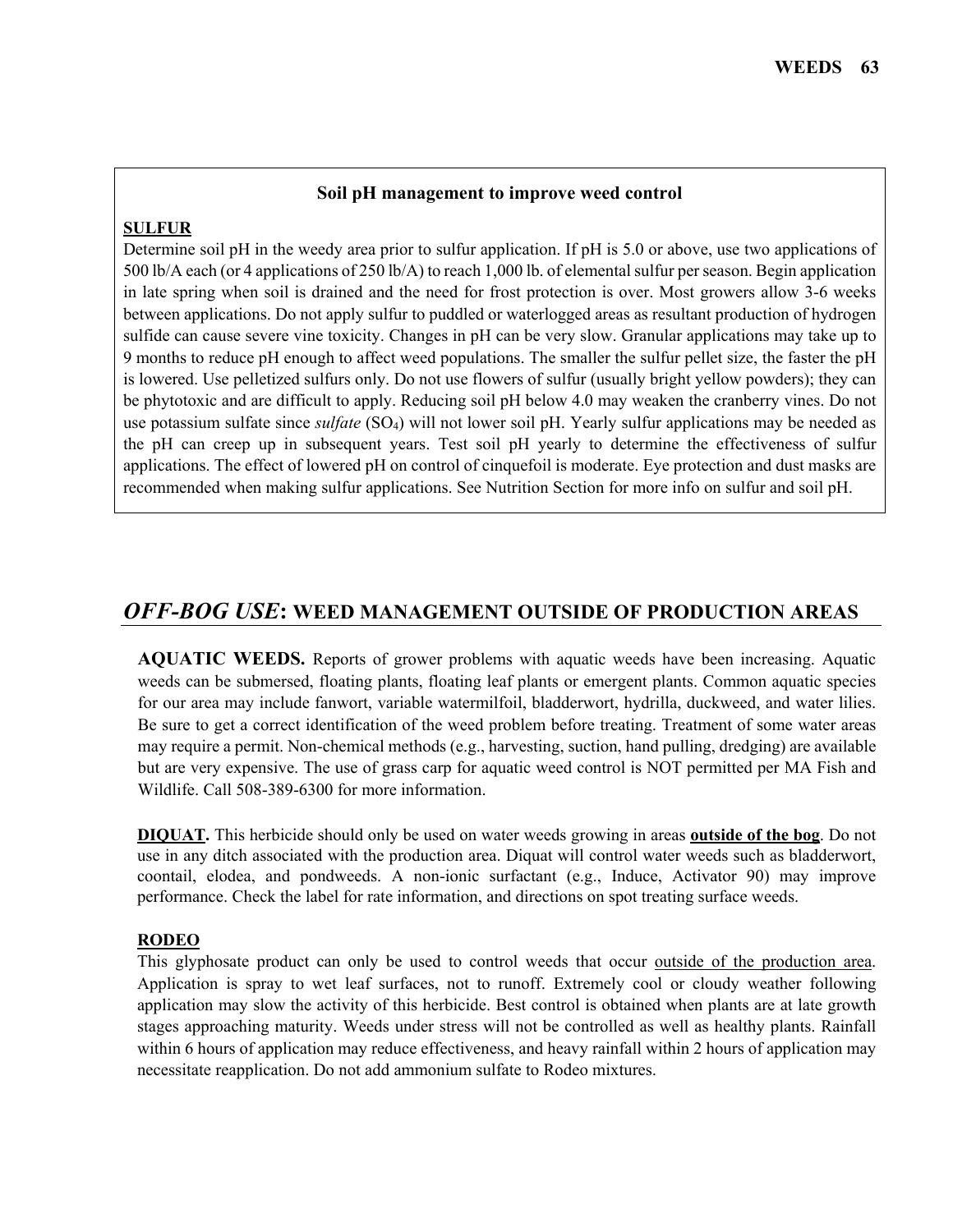### Soil pH management to improve weed control

**SULFUR**

Determine soil pH in the weedy area prior to sulfur application. If pH is 5.0 or above, use two applications of 500 lb/A each (or 4 applications of 250 lb/A) to reach 1,000 lb. of elemental sulfur per season. Begin application in late spring when soil is drained and the need for frost protection is over. Most growers allow 3-6 weeks between applications. Do not apply sulfur to puddled or waterlogged areas as resultant production of hydrogen sulfide can cause severe vine toxicity. Changes in pH can be very slow. Granular applications may take up to 9 months to reduce pH enough to affect weed populations. The smaller the sulfur pellet size, the faster the pH is lowered. Use pelletized sulfurs only. Do not use flowers of sulfur (usually bright yellow powders); they can be phytotoxic and are difficult to apply. Reducing soil pH below 4.0 may weaken the cranberry vines. Do not use potassium sulfate since *sulfate* ($SO_4$) will not lower soil pH. Yearly sulfur applications may be needed as the pH can creep up in subsequent years. Test soil pH yearly to determine the effectiveness of sulfur applications. The effect of lowered pH on control of cinquefoil is moderate. Eye protection and dust masks are recommended when making sulfur applications. See Nutrition Section for more info on sulfur and soil pH.

## *OFF-BOG USE*: WEED MANAGEMENT OUTSIDE OF PRODUCTION AREAS

**AQUATIC WEEDS.** Reports of grower problems with aquatic weeds have been increasing. Aquatic weeds can be submersed, floating plants, floating leaf plants or emergent plants. Common aquatic species for our area may include fanwort, variable watermilfoil, bladderwort, hydrilla, duckweed, and water lilies. Be sure to get a correct identification of the weed problem before treating. Treatment of some water areas may require a permit. Non-chemical methods (e.g., harvesting, suction, hand pulling, dredging) are available but are very expensive. The use of grass carp for aquatic weed control is NOT permitted per MA Fish and Wildlife. Call 508-389-6300 for more information.

**DIQUAT.** This herbicide should only be used on water weeds growing in areas **outside of the bog**. Do not use in any ditch associated with the production area. Diquat will control water weeds such as bladderwort, coontail, elodea, and pondweeds. A non-ionic surfactant (e.g., Induce, Activator 90) may improve performance. Check the label for rate information, and directions on spot treating surface weeds.

**RODEO**

This glyphosate product can only be used to control weeds that occur outside of the production area. Application is spray to wet leaf surfaces, not to runoff. Extremely cool or cloudy weather following application may slow the activity of this herbicide. Best control is obtained when plants are at late growth stages approaching maturity. Weeds under stress will not be controlled as well as healthy plants. Rainfall within 6 hours of application may reduce effectiveness, and heavy rainfall within 2 hours of application may necessitate reapplication. Do not add ammonium sulfate to Rodeo mixtures.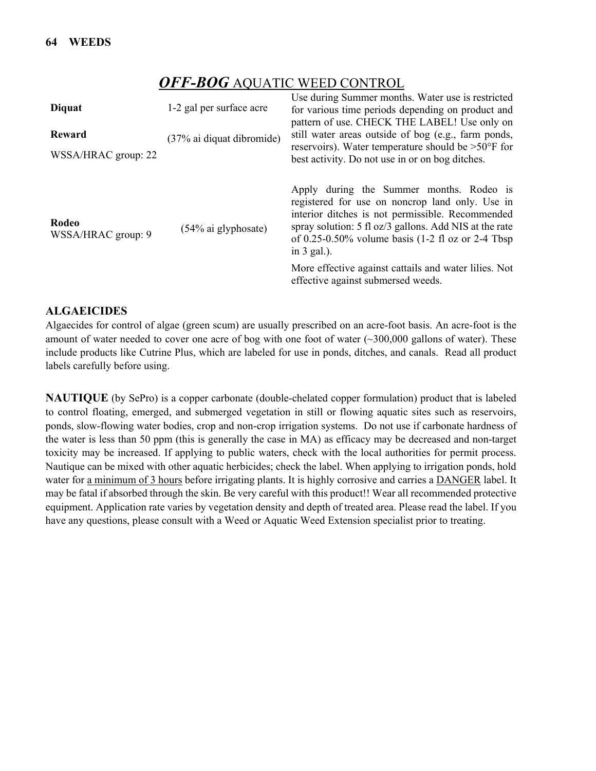## ***OFF-BOG*** AQUATIC WEED CONTROL

| | | |
|---|---|---|
| **Diquat**<br><br>**Reward**<br><br>WSSA/HRAC group: 22 | 1-2 gal per surface acre<br><br>(37% ai diquat dibromide) | Use during Summer months. Water use is restricted for various time periods depending on product and pattern of use. CHECK THE LABEL! Use only on still water areas outside of bog (e.g., farm ponds, reservoirs). Water temperature should be >50°F for best activity. Do not use in or on bog ditches. |
| **Rodeo**<br>WSSA/HRAC group: 9 | (54% ai glyphosate) | Apply during the Summer months. Rodeo is registered for use on noncrop land only. Use in interior ditches is not permissible. Recommended spray solution: 5 fl oz/3 gallons. Add NIS at the rate of 0.25-0.50% volume basis (1-2 fl oz or 2-4 Tbsp in 3 gal.).<br><br>More effective against cattails and water lilies. Not effective against submersed weeds. |

### ALGAEICIDES

Algaecides for control of algae (green scum) are usually prescribed on an acre-foot basis. An acre-foot is the amount of water needed to cover one acre of bog with one foot of water (~300,000 gallons of water). These include products like Cutrine Plus, which are labeled for use in ponds, ditches, and canals. Read all product labels carefully before using.

**NAUTIQUE** (by SePro) is a copper carbonate (double-chelated copper formulation) product that is labeled to control floating, emerged, and submerged vegetation in still or flowing aquatic sites such as reservoirs, ponds, slow-flowing water bodies, crop and non-crop irrigation systems. Do not use if carbonate hardness of the water is less than 50 ppm (this is generally the case in MA) as efficacy may be decreased and non-target toxicity may be increased. If applying to public waters, check with the local authorities for permit process. Nautique can be mixed with other aquatic herbicides; check the label. When applying to irrigation ponds, hold water for <u>a minimum of 3 hours</u> before irrigating plants. It is highly corrosive and carries a <u>DANGER</u> label. It may be fatal if absorbed through the skin. Be very careful with this product!! Wear all recommended protective equipment. Application rate varies by vegetation density and depth of treated area. Please read the label. If you have any questions, please consult with a Weed or Aquatic Weed Extension specialist prior to treating.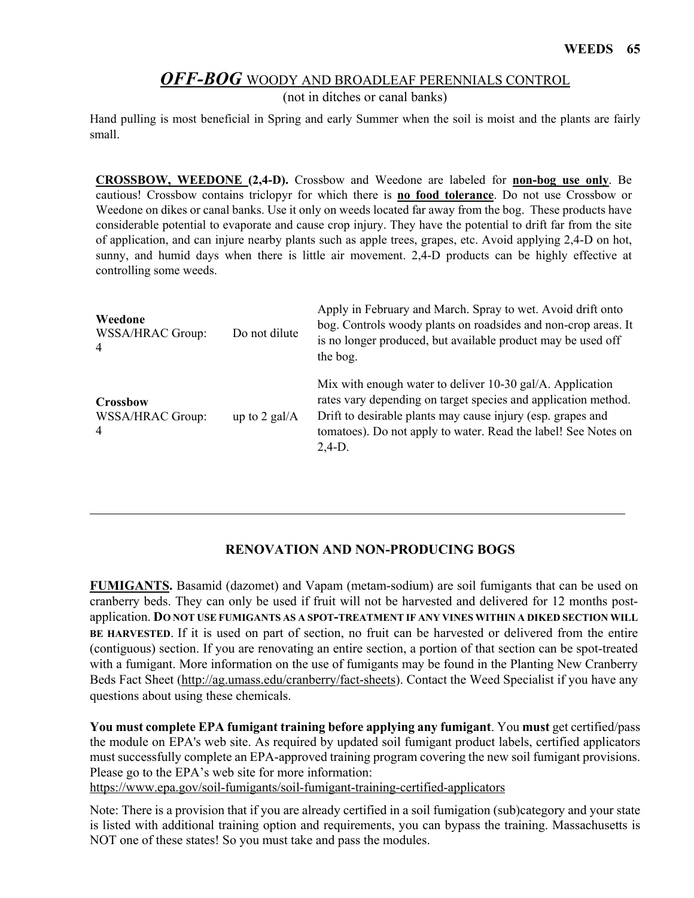## ***OFF-BOG*** WOODY AND BROADLEAF PERENNIALS CONTROL

(not in ditches or canal banks)

Hand pulling is most beneficial in Spring and early Summer when the soil is moist and the plants are fairly small.

**CROSSBOW, WEEDONE (2,4-D).** Crossbow and Weedone are labeled for **non-bog use only**. Be cautious! Crossbow contains triclopyr for which there is **no food tolerance**. Do not use Crossbow or Weedone on dikes or canal banks. Use it only on weeds located far away from the bog. These products have considerable potential to evaporate and cause crop injury. They have the potential to drift far from the site of application, and can injure nearby plants such as apple trees, grapes, etc. Avoid applying 2,4-D on hot, sunny, and humid days when there is little air movement. 2,4-D products can be highly effective at controlling some weeds.

| | | |
|---|---|---|
| **Weedone** WSSA/HRAC Group: 4 | Do not dilute | Apply in February and March. Spray to wet. Avoid drift onto bog. Controls woody plants on roadsides and non-crop areas. It is no longer produced, but available product may be used off the bog. |
| **Crossbow** WSSA/HRAC Group: 4 | up to 2 gal/A | Mix with enough water to deliver 10-30 gal/A. Application rates vary depending on target species and application method. Drift to desirable plants may cause injury (esp. grapes and tomatoes). Do not apply to water. Read the label! See Notes on 2,4-D. |

---

## RENOVATION AND NON-PRODUCING BOGS

**FUMIGANTS.** Basamid (dazomet) and Vapam (metam-sodium) are soil fumigants that can be used on cranberry beds. They can only be used if fruit will not be harvested and delivered for 12 months post-application. **DO NOT USE FUMIGANTS AS A SPOT-TREATMENT IF ANY VINES WITHIN A DIKED SECTION WILL BE HARVESTED**. If it is used on part of section, no fruit can be harvested or delivered from the entire (contiguous) section. If you are renovating an entire section, a portion of that section can be spot-treated with a fumigant. More information on the use of fumigants may be found in the Planting New Cranberry Beds Fact Sheet (http://ag.umass.edu/cranberry/fact-sheets). Contact the Weed Specialist if you have any questions about using these chemicals.

**You must complete EPA fumigant training before applying any fumigant**. You **must** get certified/pass the module on EPA's web site. As required by updated soil fumigant product labels, certified applicators must successfully complete an EPA-approved training program covering the new soil fumigant provisions. Please go to the EPA's web site for more information:
https://www.epa.gov/soil-fumigants/soil-fumigant-training-certified-applicators

Note: There is a provision that if you are already certified in a soil fumigation (sub)category and your state is listed with additional training option and requirements, you can bypass the training. Massachusetts is NOT one of these states! So you must take and pass the modules.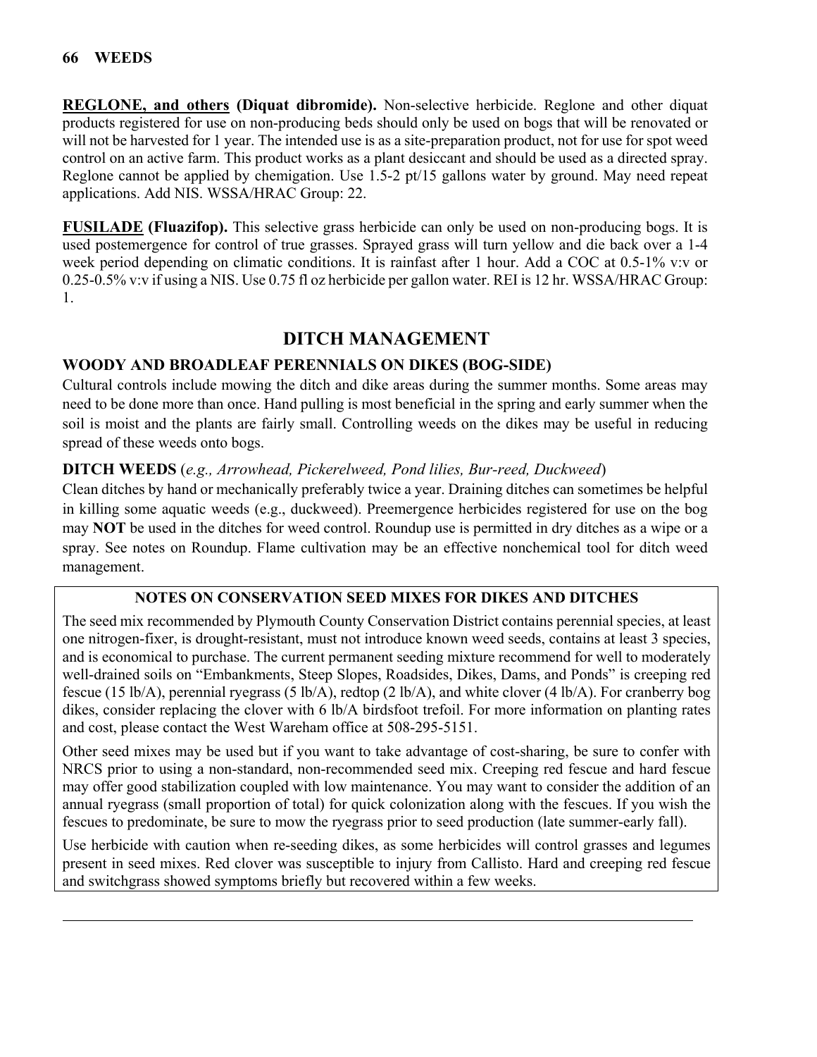**REGLONE, and others (Diquat dibromide).** Non-selective herbicide. Reglone and other diquat products registered for use on non-producing beds should only be used on bogs that will be renovated or will not be harvested for 1 year. The intended use is as a site-preparation product, not for use for spot weed control on an active farm. This product works as a plant desiccant and should be used as a directed spray. Reglone cannot be applied by chemigation. Use 1.5-2 pt/15 gallons water by ground. May need repeat applications. Add NIS. WSSA/HRAC Group: 22.

**FUSILADE (Fluazifop).** This selective grass herbicide can only be used on non-producing bogs. It is used postemergence for control of true grasses. Sprayed grass will turn yellow and die back over a 1-4 week period depending on climatic conditions. It is rainfast after 1 hour. Add a COC at 0.5-1% v:v or 0.25-0.5% v:v if using a NIS. Use 0.75 fl oz herbicide per gallon water. REI is 12 hr. WSSA/HRAC Group: 1.

## DITCH MANAGEMENT

### WOODY AND BROADLEAF PERENNIALS ON DIKES (BOG-SIDE)

Cultural controls include mowing the ditch and dike areas during the summer months. Some areas may need to be done more than once. Hand pulling is most beneficial in the spring and early summer when the soil is moist and the plants are fairly small. Controlling weeds on the dikes may be useful in reducing spread of these weeds onto bogs.

### DITCH WEEDS (*e.g., Arrowhead, Pickerelweed, Pond lilies, Bur-reed, Duckweed*)

Clean ditches by hand or mechanically preferably twice a year. Draining ditches can sometimes be helpful in killing some aquatic weeds (e.g., duckweed). Preemergence herbicides registered for use on the bog may **NOT** be used in the ditches for weed control. Roundup use is permitted in dry ditches as a wipe or a spray. See notes on Roundup. Flame cultivation may be an effective nonchemical tool for ditch weed management.

**NOTES ON CONSERVATION SEED MIXES FOR DIKES AND DITCHES**

The seed mix recommended by Plymouth County Conservation District contains perennial species, at least one nitrogen-fixer, is drought-resistant, must not introduce known weed seeds, contains at least 3 species, and is economical to purchase. The current permanent seeding mixture recommend for well to moderately well-drained soils on “Embankments, Steep Slopes, Roadsides, Dikes, Dams, and Ponds” is creeping red fescue (15 lb/A), perennial ryegrass (5 lb/A), redtop (2 lb/A), and white clover (4 lb/A). For cranberry bog dikes, consider replacing the clover with 6 lb/A birdsfoot trefoil. For more information on planting rates and cost, please contact the West Wareham office at 508-295-5151.

Other seed mixes may be used but if you want to take advantage of cost-sharing, be sure to confer with NRCS prior to using a non-standard, non-recommended seed mix. Creeping red fescue and hard fescue may offer good stabilization coupled with low maintenance. You may want to consider the addition of an annual ryegrass (small proportion of total) for quick colonization along with the fescues. If you wish the fescues to predominate, be sure to mow the ryegrass prior to seed production (late summer-early fall).

Use herbicide with caution when re-seeding dikes, as some herbicides will control grasses and legumes present in seed mixes. Red clover was susceptible to injury from Callisto. Hard and creeping red fescue and switchgrass showed symptoms briefly but recovered within a few weeks.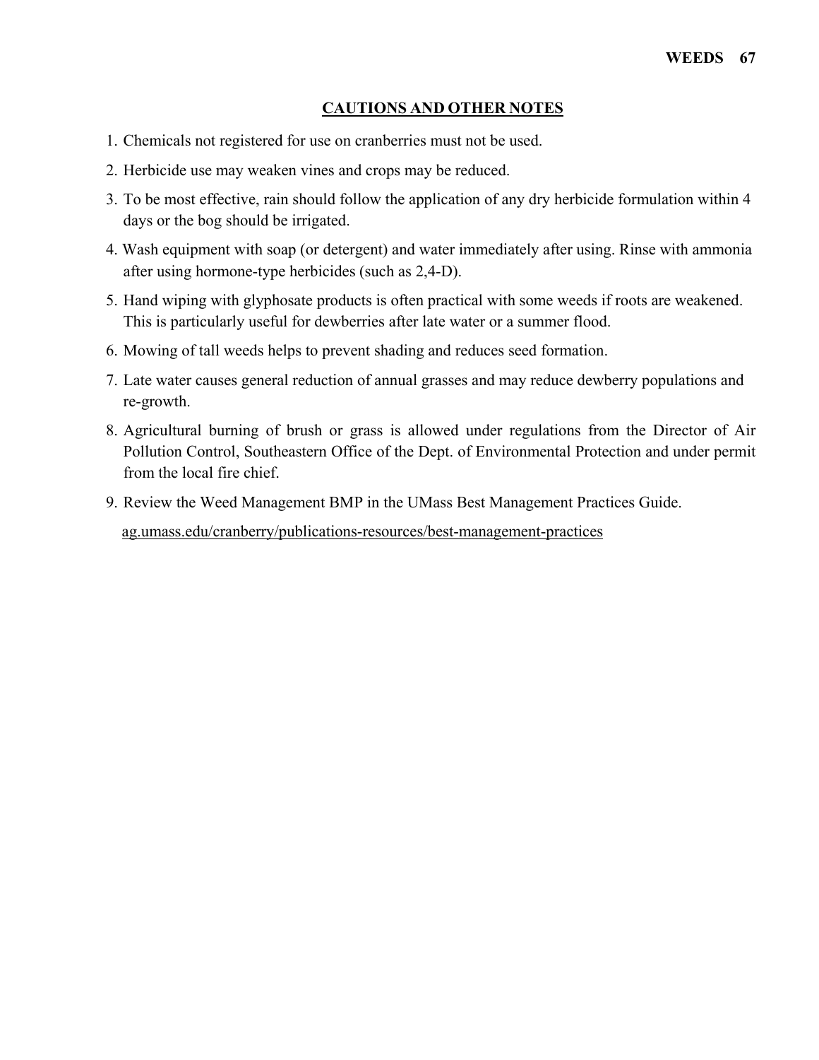## CAUTIONS AND OTHER NOTES

1. Chemicals not registered for use on cranberries must not be used.
2. Herbicide use may weaken vines and crops may be reduced.
3. To be most effective, rain should follow the application of any dry herbicide formulation within 4 days or the bog should be irrigated.
4. Wash equipment with soap (or detergent) and water immediately after using. Rinse with ammonia after using hormone-type herbicides (such as 2,4-D).
5. Hand wiping with glyphosate products is often practical with some weeds if roots are weakened. This is particularly useful for dewberries after late water or a summer flood.
6. Mowing of tall weeds helps to prevent shading and reduces seed formation.
7. Late water causes general reduction of annual grasses and may reduce dewberry populations and re-growth.
8. Agricultural burning of brush or grass is allowed under regulations from the Director of Air Pollution Control, Southeastern Office of the Dept. of Environmental Protection and under permit from the local fire chief.
9. Review the Weed Management BMP in the UMass Best Management Practices Guide.

   ag.umass.edu/cranberry/publications-resources/best-management-practices